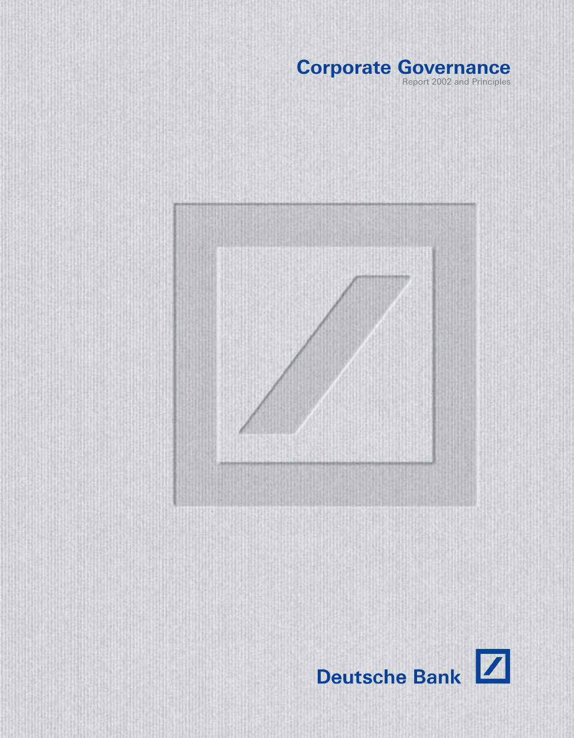# Corporate Governance

Report 2002 and Principles

Deutsche Bank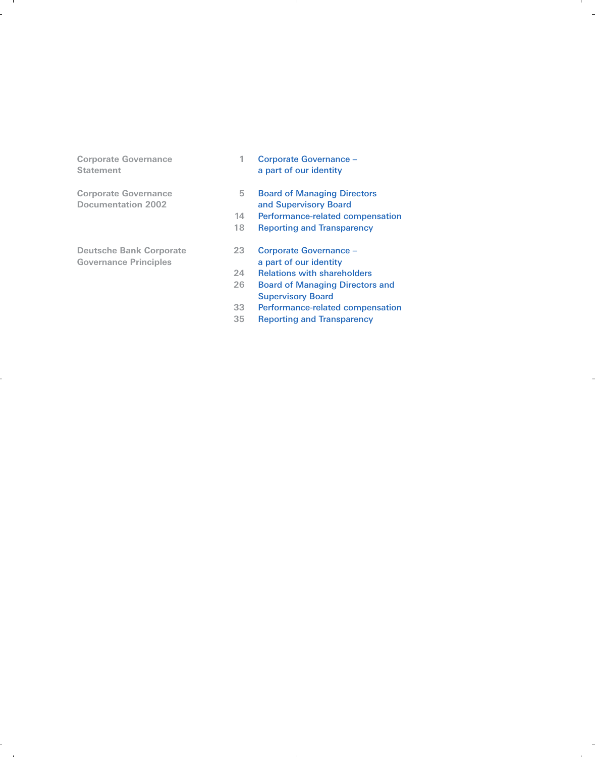| | | |
|---|---|---|
| **Corporate Governance Statement** | 1 | Corporate Governance – a part of our identity |
| **Corporate Governance Documentation 2002** | 5 | Board of Managing Directors and Supervisory Board |
| | 14 | Performance-related compensation |
| | 18 | Reporting and Transparency |
| **Deutsche Bank Corporate Governance Principles** | 23 | Corporate Governance – a part of our identity |
| | 24 | Relations with shareholders |
| | 26 | Board of Managing Directors and Supervisory Board |
| | 33 | Performance-related compensation |
| | 35 | Reporting and Transparency |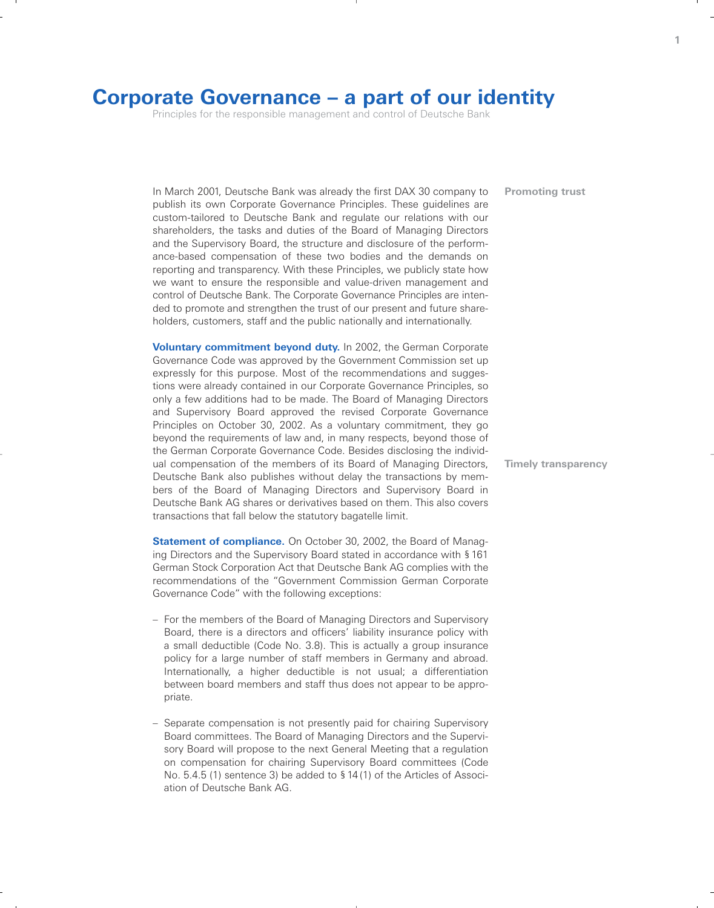# Corporate Governance – a part of our identity

Principles for the responsible management and control of Deutsche Bank

**Promoting trust**

In March 2001, Deutsche Bank was already the first DAX 30 company to publish its own Corporate Governance Principles. These guidelines are custom-tailored to Deutsche Bank and regulate our relations with our shareholders, the tasks and duties of the Board of Managing Directors and the Supervisory Board, the structure and disclosure of the performance-based compensation of these two bodies and the demands on reporting and transparency. With these Principles, we publicly state how we want to ensure the responsible and value-driven management and control of Deutsche Bank. The Corporate Governance Principles are intended to promote and strengthen the trust of our present and future shareholders, customers, staff and the public nationally and internationally.

**Voluntary commitment beyond duty.** In 2002, the German Corporate Governance Code was approved by the Government Commission set up expressly for this purpose. Most of the recommendations and suggestions were already contained in our Corporate Governance Principles, so only a few additions had to be made. The Board of Managing Directors and Supervisory Board approved the revised Corporate Governance Principles on October 30, 2002. As a voluntary commitment, they go beyond the requirements of law and, in many respects, beyond those of the German Corporate Governance Code. Besides disclosing the individual compensation of the members of its Board of Managing Directors, Deutsche Bank also publishes without delay the transactions by members of the Board of Managing Directors and Supervisory Board in Deutsche Bank AG shares or derivatives based on them. This also covers transactions that fall below the statutory bagatelle limit.

**Timely transparency**

**Statement of compliance.** On October 30, 2002, the Board of Managing Directors and the Supervisory Board stated in accordance with § 161 German Stock Corporation Act that Deutsche Bank AG complies with the recommendations of the "Government Commission German Corporate Governance Code" with the following exceptions:

- For the members of the Board of Managing Directors and Supervisory Board, there is a directors and officers' liability insurance policy with a small deductible (Code No. 3.8). This is actually a group insurance policy for a large number of staff members in Germany and abroad. Internationally, a higher deductible is not usual; a differentiation between board members and staff thus does not appear to be appropriate.

- Separate compensation is not presently paid for chairing Supervisory Board committees. The Board of Managing Directors and the Supervisory Board will propose to the next General Meeting that a regulation on compensation for chairing Supervisory Board committees (Code No. 5.4.5 (1) sentence 3) be added to § 14 (1) of the Articles of Association of Deutsche Bank AG.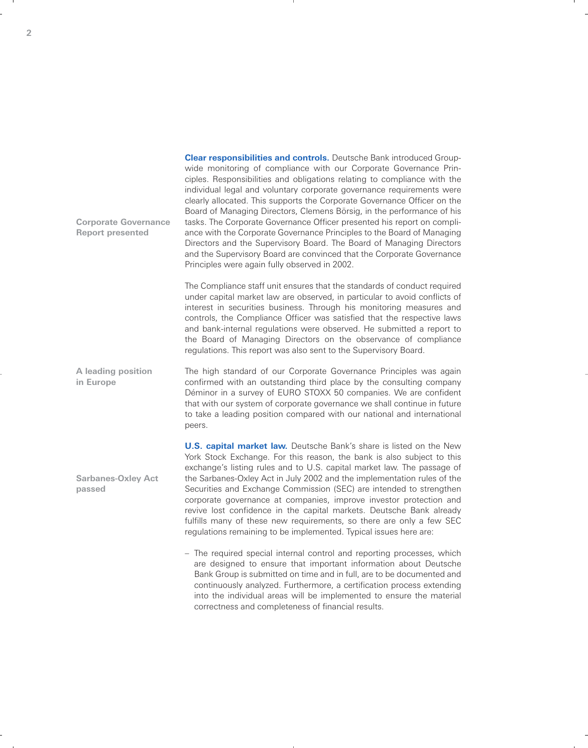**Clear responsibilities and controls.** Deutsche Bank introduced Group-wide monitoring of compliance with our Corporate Governance Principles. Responsibilities and obligations relating to compliance with the individual legal and voluntary corporate governance requirements were clearly allocated. This supports the Corporate Governance Officer on the Board of Managing Directors, Clemens Börsig, in the performance of his tasks. The Corporate Governance Officer presented his report on compliance with the Corporate Governance Principles to the Board of Managing Directors and the Supervisory Board. The Board of Managing Directors and the Supervisory Board are convinced that the Corporate Governance Principles were again fully observed in 2002.

**Corporate Governance Report presented**

The Compliance staff unit ensures that the standards of conduct required under capital market law are observed, in particular to avoid conflicts of interest in securities business. Through his monitoring measures and controls, the Compliance Officer was satisfied that the respective laws and bank-internal regulations were observed. He submitted a report to the Board of Managing Directors on the observance of compliance regulations. This report was also sent to the Supervisory Board.

**A leading position in Europe**

The high standard of our Corporate Governance Principles was again confirmed with an outstanding third place by the consulting company Déminor in a survey of EURO STOXX 50 companies. We are confident that with our system of corporate governance we shall continue in future to take a leading position compared with our national and international peers.

**U.S. capital market law.** Deutsche Bank's share is listed on the New York Stock Exchange. For this reason, the bank is also subject to this exchange's listing rules and to U.S. capital market law. The passage of the Sarbanes-Oxley Act in July 2002 and the implementation rules of the Securities and Exchange Commission (SEC) are intended to strengthen corporate governance at companies, improve investor protection and revive lost confidence in the capital markets. Deutsche Bank already fulfills many of these new requirements, so there are only a few SEC regulations remaining to be implemented. Typical issues here are:

**Sarbanes-Oxley Act passed**

- The required special internal control and reporting processes, which are designed to ensure that important information about Deutsche Bank Group is submitted on time and in full, are to be documented and continuously analyzed. Furthermore, a certification process extending into the individual areas will be implemented to ensure the material correctness and completeness of financial results.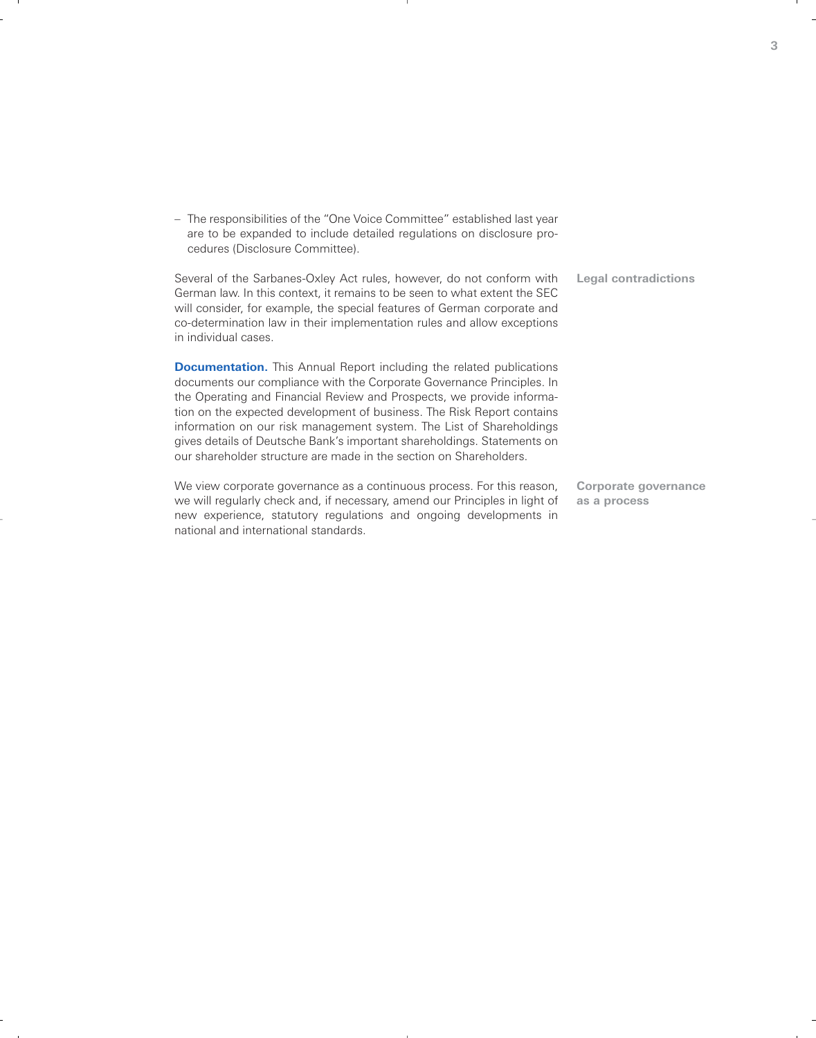– The responsibilities of the "One Voice Committee" established last year are to be expanded to include detailed regulations on disclosure procedures (Disclosure Committee).

**Legal contradictions**

Several of the Sarbanes-Oxley Act rules, however, do not conform with German law. In this context, it remains to be seen to what extent the SEC will consider, for example, the special features of German corporate and co-determination law in their implementation rules and allow exceptions in individual cases.

**Documentation.** This Annual Report including the related publications documents our compliance with the Corporate Governance Principles. In the Operating and Financial Review and Prospects, we provide information on the expected development of business. The Risk Report contains information on our risk management system. The List of Shareholdings gives details of Deutsche Bank's important shareholdings. Statements on our shareholder structure are made in the section on Shareholders.

**Corporate governance as a process**

We view corporate governance as a continuous process. For this reason, we will regularly check and, if necessary, amend our Principles in light of new experience, statutory regulations and ongoing developments in national and international standards.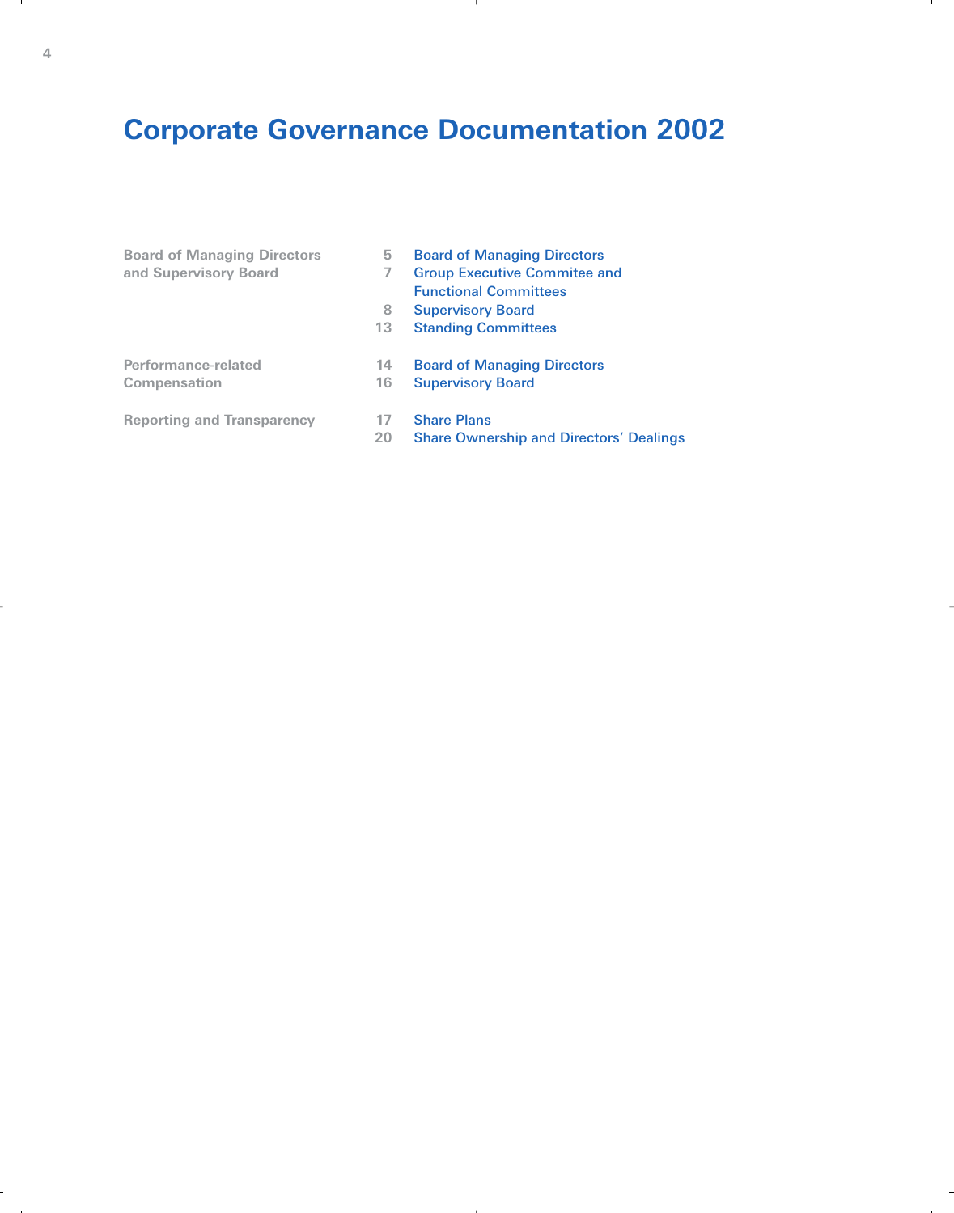# Corporate Governance Documentation 2002

| | | |
|---|---|---|
| **Board of Managing Directors and Supervisory Board** | 5 | Board of Managing Directors |
| | 7 | Group Executive Commitee and Functional Committees |
| | 8 | Supervisory Board |
| | 13 | Standing Committees |
| **Performance-related Compensation** | 14 | Board of Managing Directors |
| | 16 | Supervisory Board |
| **Reporting and Transparency** | 17 | Share Plans |
| | 20 | Share Ownership and Directors' Dealings |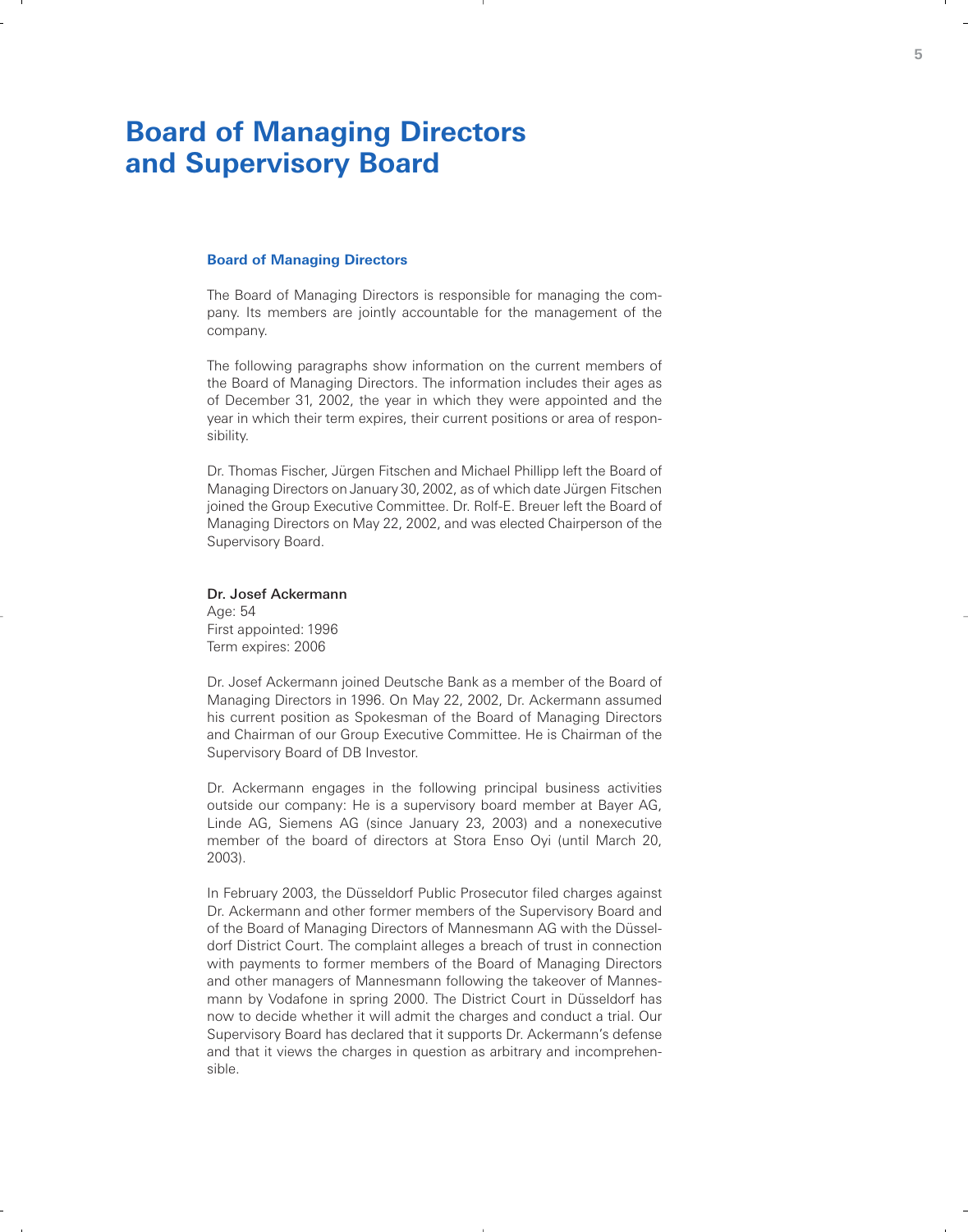# Board of Managing Directors and Supervisory Board

## Board of Managing Directors

The Board of Managing Directors is responsible for managing the company. Its members are jointly accountable for the management of the company.

The following paragraphs show information on the current members of the Board of Managing Directors. The information includes their ages as of December 31, 2002, the year in which they were appointed and the year in which their term expires, their current positions or area of responsibility.

Dr. Thomas Fischer, Jürgen Fitschen and Michael Phillipp left the Board of Managing Directors on January 30, 2002, as of which date Jürgen Fitschen joined the Group Executive Committee. Dr. Rolf-E. Breuer left the Board of Managing Directors on May 22, 2002, and was elected Chairperson of the Supervisory Board.

**Dr. Josef Ackermann**
Age: 54
First appointed: 1996
Term expires: 2006

Dr. Josef Ackermann joined Deutsche Bank as a member of the Board of Managing Directors in 1996. On May 22, 2002, Dr. Ackermann assumed his current position as Spokesman of the Board of Managing Directors and Chairman of our Group Executive Committee. He is Chairman of the Supervisory Board of DB Investor.

Dr. Ackermann engages in the following principal business activities outside our company: He is a supervisory board member at Bayer AG, Linde AG, Siemens AG (since January 23, 2003) and a nonexecutive member of the board of directors at Stora Enso Oyi (until March 20, 2003).

In February 2003, the Düsseldorf Public Prosecutor filed charges against Dr. Ackermann and other former members of the Supervisory Board and of the Board of Managing Directors of Mannesmann AG with the Düsseldorf District Court. The complaint alleges a breach of trust in connection with payments to former members of the Board of Managing Directors and other managers of Mannesmann following the takeover of Mannesmann by Vodafone in spring 2000. The District Court in Düsseldorf has now to decide whether it will admit the charges and conduct a trial. Our Supervisory Board has declared that it supports Dr. Ackermann's defense and that it views the charges in question as arbitrary and incomprehensible.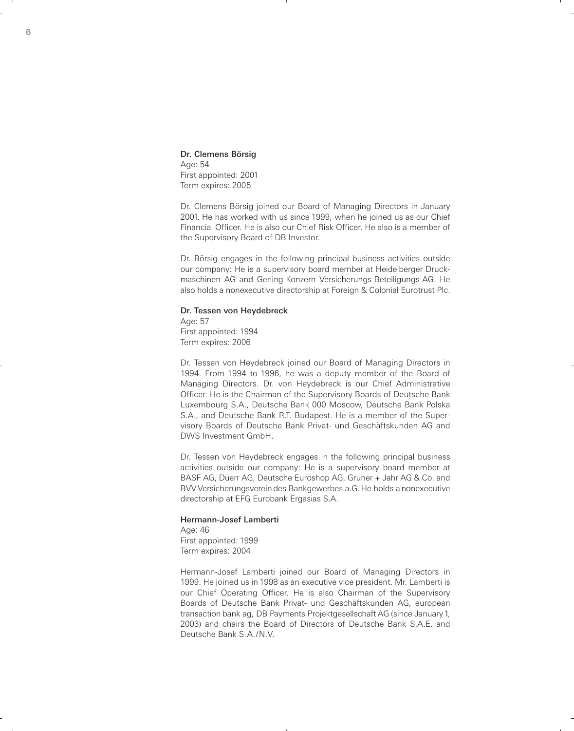**Dr. Clemens Börsig**
Age: 54
First appointed: 2001
Term expires: 2005

Dr. Clemens Börsig joined our Board of Managing Directors in January 2001. He has worked with us since 1999, when he joined us as our Chief Financial Officer. He is also our Chief Risk Officer. He also is a member of the Supervisory Board of DB Investor.

Dr. Börsig engages in the following principal business activities outside our company: He is a supervisory board member at Heidelberger Druckmaschinen AG and Gerling-Konzern Versicherungs-Beteiligungs-AG. He also holds a nonexecutive directorship at Foreign & Colonial Eurotrust Plc.

**Dr. Tessen von Heydebreck**
Age: 57
First appointed: 1994
Term expires: 2006

Dr. Tessen von Heydebreck joined our Board of Managing Directors in 1994. From 1994 to 1996, he was a deputy member of the Board of Managing Directors. Dr. von Heydebreck is our Chief Administrative Officer. He is the Chairman of the Supervisory Boards of Deutsche Bank Luxembourg S.A., Deutsche Bank 000 Moscow, Deutsche Bank Polska S.A., and Deutsche Bank R.T. Budapest. He is a member of the Supervisory Boards of Deutsche Bank Privat- und Geschäftskunden AG and DWS Investment GmbH.

Dr. Tessen von Heydebreck engages in the following principal business activities outside our company: He is a supervisory board member at BASF AG, Duerr AG, Deutsche Euroshop AG, Gruner + Jahr AG & Co. and BVV Versicherungsverein des Bankgewerbes a.G. He holds a nonexecutive directorship at EFG Eurobank Ergasias S.A.

**Hermann-Josef Lamberti**
Age: 46
First appointed: 1999
Term expires: 2004

Hermann-Josef Lamberti joined our Board of Managing Directors in 1999. He joined us in 1998 as an executive vice president. Mr. Lamberti is our Chief Operating Officer. He is also Chairman of the Supervisory Boards of Deutsche Bank Privat- und Geschäftskunden AG, european transaction bank ag, DB Payments Projektgesellschaft AG (since January 1, 2003) and chairs the Board of Directors of Deutsche Bank S.A.E. and Deutsche Bank S.A./N.V.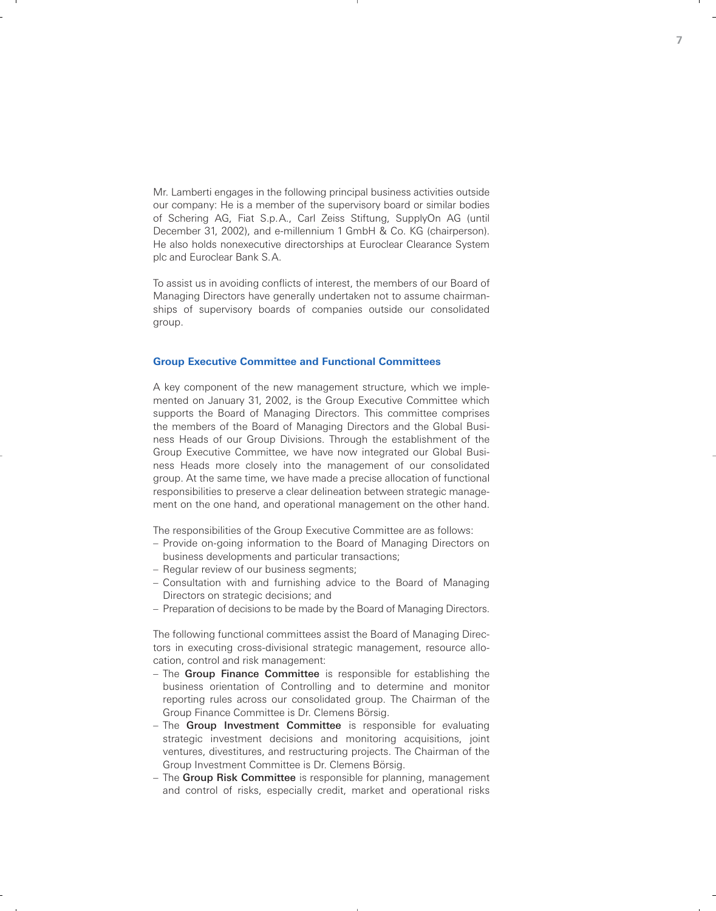Mr. Lamberti engages in the following principal business activities outside our company: He is a member of the supervisory board or similar bodies of Schering AG, Fiat S.p.A., Carl Zeiss Stiftung, SupplyOn AG (until December 31, 2002), and e-millennium 1 GmbH & Co. KG (chairperson). He also holds nonexecutive directorships at Euroclear Clearance System plc and Euroclear Bank S.A.

To assist us in avoiding conflicts of interest, the members of our Board of Managing Directors have generally undertaken not to assume chairmanships of supervisory boards of companies outside our consolidated group.

## Group Executive Committee and Functional Committees

A key component of the new management structure, which we implemented on January 31, 2002, is the Group Executive Committee which supports the Board of Managing Directors. This committee comprises the members of the Board of Managing Directors and the Global Business Heads of our Group Divisions. Through the establishment of the Group Executive Committee, we have now integrated our Global Business Heads more closely into the management of our consolidated group. At the same time, we have made a precise allocation of functional responsibilities to preserve a clear delineation between strategic management on the one hand, and operational management on the other hand.

The responsibilities of the Group Executive Committee are as follows:

- Provide on-going information to the Board of Managing Directors on business developments and particular transactions;
- Regular review of our business segments;
- Consultation with and furnishing advice to the Board of Managing Directors on strategic decisions; and
- Preparation of decisions to be made by the Board of Managing Directors.

The following functional committees assist the Board of Managing Directors in executing cross-divisional strategic management, resource allocation, control and risk management:

- The **Group Finance Committee** is responsible for establishing the business orientation of Controlling and to determine and monitor reporting rules across our consolidated group. The Chairman of the Group Finance Committee is Dr. Clemens Börsig.
- The **Group Investment Committee** is responsible for evaluating strategic investment decisions and monitoring acquisitions, joint ventures, divestitures, and restructuring projects. The Chairman of the Group Investment Committee is Dr. Clemens Börsig.
- The **Group Risk Committee** is responsible for planning, management and control of risks, especially credit, market and operational risks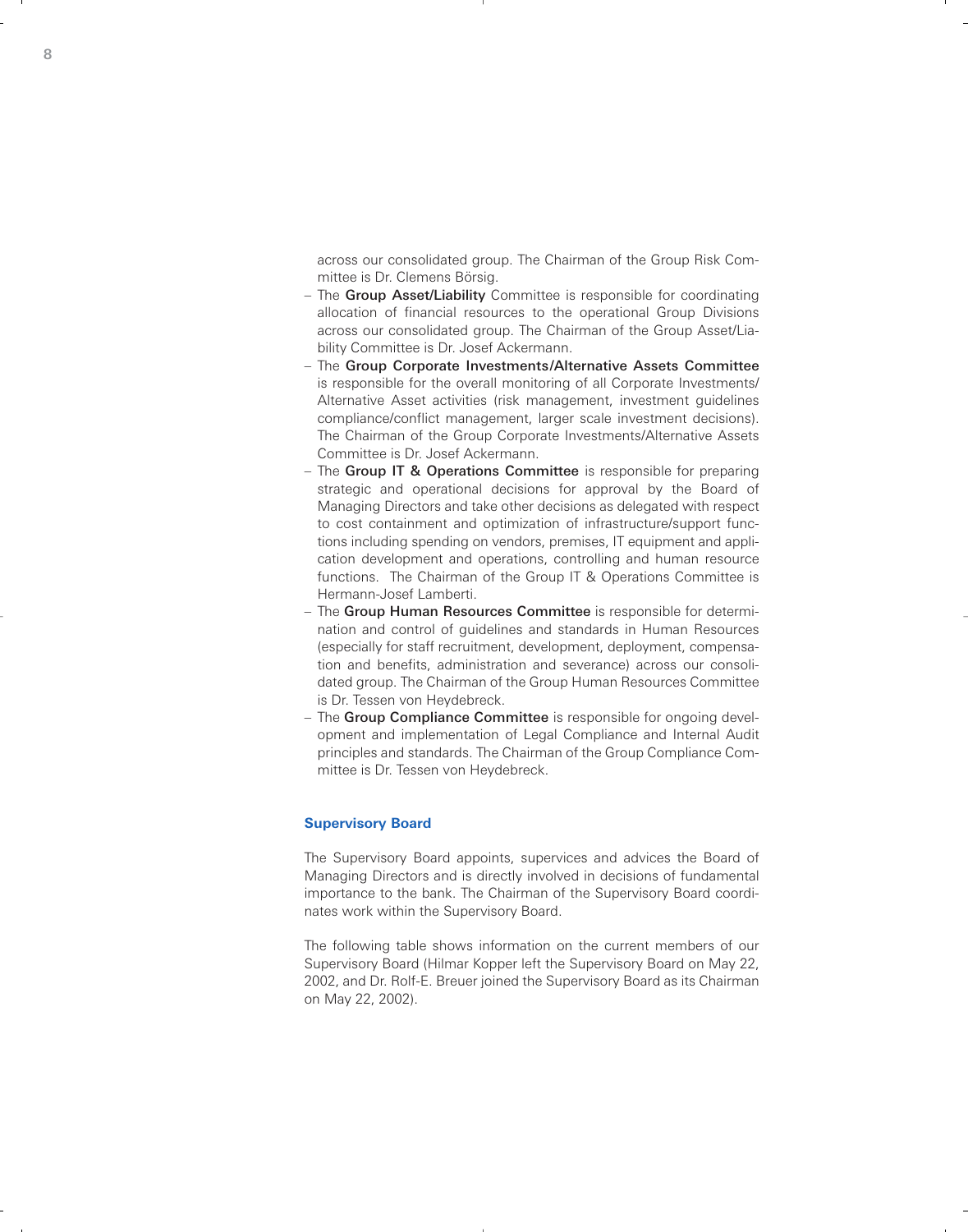across our consolidated group. The Chairman of the Group Risk Committee is Dr. Clemens Börsig.

- The **Group Asset/Liability** Committee is responsible for coordinating allocation of financial resources to the operational Group Divisions across our consolidated group. The Chairman of the Group Asset/Liability Committee is Dr. Josef Ackermann.
- The **Group Corporate Investments/Alternative Assets Committee** is responsible for the overall monitoring of all Corporate Investments/ Alternative Asset activities (risk management, investment guidelines compliance/conflict management, larger scale investment decisions). The Chairman of the Group Corporate Investments/Alternative Assets Committee is Dr. Josef Ackermann.
- The **Group IT & Operations Committee** is responsible for preparing strategic and operational decisions for approval by the Board of Managing Directors and take other decisions as delegated with respect to cost containment and optimization of infrastructure/support functions including spending on vendors, premises, IT equipment and application development and operations, controlling and human resource functions. The Chairman of the Group IT & Operations Committee is Hermann-Josef Lamberti.
- The **Group Human Resources Committee** is responsible for determination and control of guidelines and standards in Human Resources (especially for staff recruitment, development, deployment, compensation and benefits, administration and severance) across our consolidated group. The Chairman of the Group Human Resources Committee is Dr. Tessen von Heydebreck.
- The **Group Compliance Committee** is responsible for ongoing development and implementation of Legal Compliance and Internal Audit principles and standards. The Chairman of the Group Compliance Committee is Dr. Tessen von Heydebreck.

## Supervisory Board

The Supervisory Board appoints, supervices and advices the Board of Managing Directors and is directly involved in decisions of fundamental importance to the bank. The Chairman of the Supervisory Board coordinates work within the Supervisory Board.

The following table shows information on the current members of our Supervisory Board (Hilmar Kopper left the Supervisory Board on May 22, 2002, and Dr. Rolf-E. Breuer joined the Supervisory Board as its Chairman on May 22, 2002).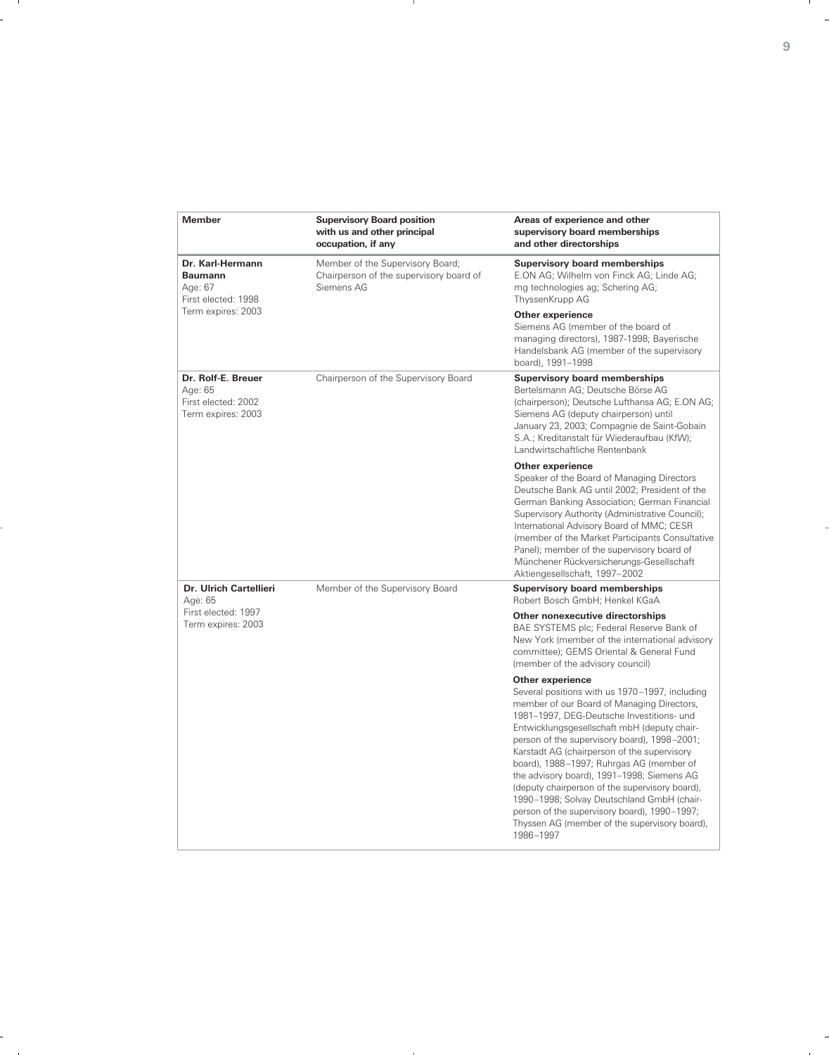| Member | Supervisory Board position with us and other principal occupation, if any | Areas of experience and other supervisory board memberships and other directorships |
|---|---|---|
| **Dr. Karl-Hermann Baumann**<br>Age: 67<br>First elected: 1998<br>Term expires: 2003 | Member of the Supervisory Board; Chairperson of the supervisory board of Siemens AG | **Supervisory board memberships**<br>E.ON AG; Wilhelm von Finck AG; Linde AG; mg technologies ag; Schering AG; ThyssenKrupp AG<br>**Other experience**<br>Siemens AG (member of the board of managing directors), 1987-1998; Bayerische Handelsbank AG (member of the supervisory board), 1991–1998 |
| **Dr. Rolf-E. Breuer**<br>Age: 65<br>First elected: 2002<br>Term expires: 2003 | Chairperson of the Supervisory Board | **Supervisory board memberships**<br>Bertelsmann AG; Deutsche Börse AG (chairperson); Deutsche Lufthansa AG; E.ON AG; Siemens AG (deputy chairperson) until January 23, 2003; Compagnie de Saint-Gobain S.A.; Kreditanstalt für Wiederaufbau (KfW); Landwirtschaftliche Rentenbank<br>**Other experience**<br>Speaker of the Board of Managing Directors Deutsche Bank AG until 2002; President of the German Banking Association; German Financial Supervisory Authority (Administrative Council); International Advisory Board of MMC; CESR (member of the Market Participants Consultative Panel); member of the supervisory board of Münchener Rückversicherungs-Gesellschaft Aktiengesellschaft, 1997–2002 |
| **Dr. Ulrich Cartellieri**<br>Age: 65<br>First elected: 1997<br>Term expires: 2003 | Member of the Supervisory Board | **Supervisory board memberships**<br>Robert Bosch GmbH; Henkel KGaA<br>**Other nonexecutive directorships**<br>BAE SYSTEMS plc; Federal Reserve Bank of New York (member of the international advisory committee); GEMS Oriental & General Fund (member of the advisory council)<br>**Other experience**<br>Several positions with us 1970–1997, including member of our Board of Managing Directors, 1981–1997, DEG-Deutsche Investitions- und Entwicklungsgesellschaft mbH (deputy chairperson of the supervisory board), 1998–2001; Karstadt AG (chairperson of the supervisory board), 1988–1997; Ruhrgas AG (member of the advisory board), 1991–1998; Siemens AG (deputy chairperson of the supervisory board), 1990–1998; Solvay Deutschland GmbH (chairperson of the supervisory board), 1990–1997; Thyssen AG (member of the supervisory board), 1986–1997 |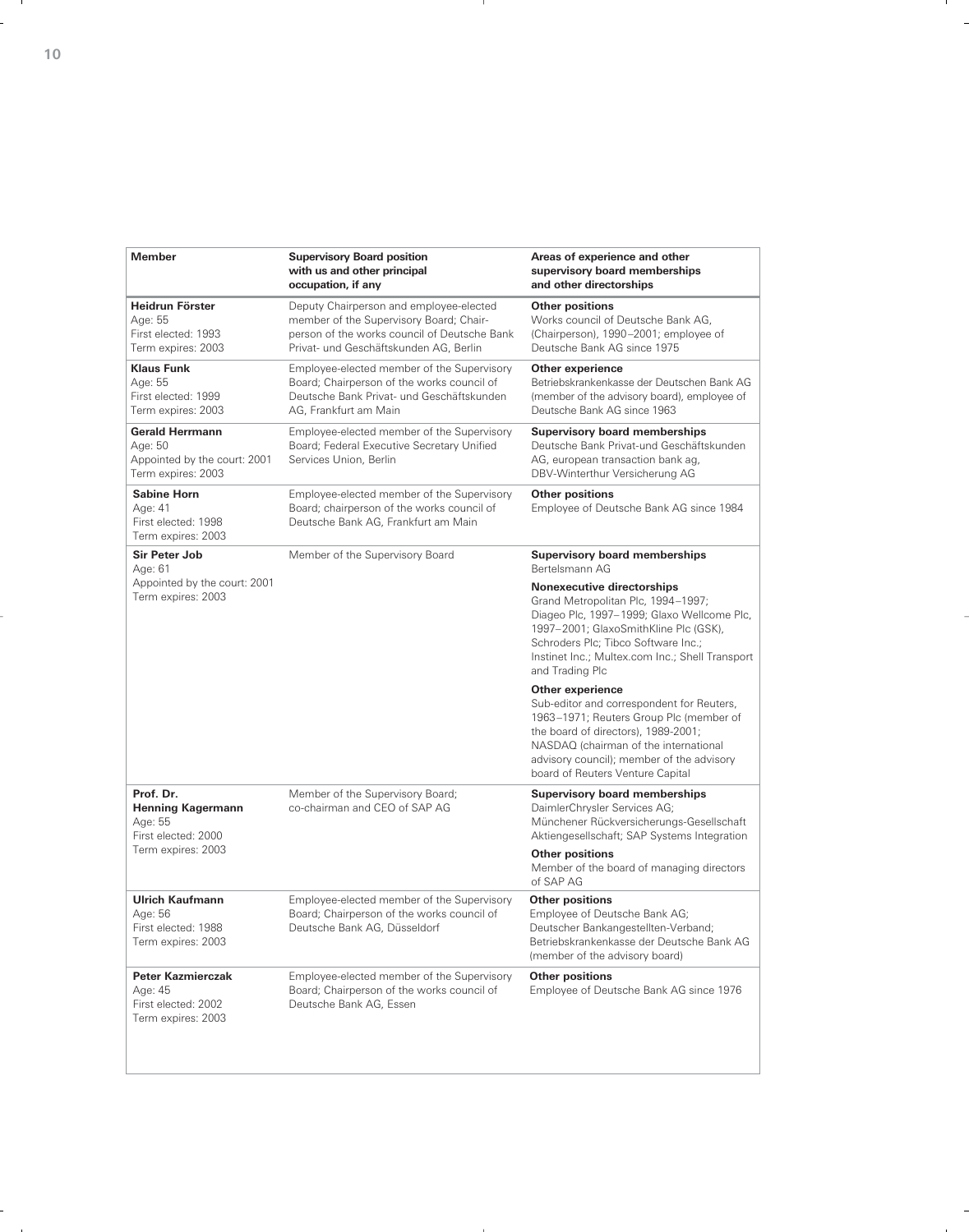| Member | Supervisory Board position with us and other principal occupation, if any | Areas of experience and other supervisory board memberships and other directorships |
|---|---|---|
| **Heidrun Förster**<br>Age: 55<br>First elected: 1993<br>Term expires: 2003 | Deputy Chairperson and employee-elected member of the Supervisory Board; Chairperson of the works council of Deutsche Bank Privat- und Geschäftskunden AG, Berlin | **Other positions**<br>Works council of Deutsche Bank AG, (Chairperson), 1990–2001; employee of Deutsche Bank AG since 1975 |
| **Klaus Funk**<br>Age: 55<br>First elected: 1999<br>Term expires: 2003 | Employee-elected member of the Supervisory Board; Chairperson of the works council of Deutsche Bank Privat- und Geschäftskunden AG, Frankfurt am Main | **Other experience**<br>Betriebskrankenkasse der Deutschen Bank AG (member of the advisory board), employee of Deutsche Bank AG since 1963 |
| **Gerald Herrmann**<br>Age: 50<br>Appointed by the court: 2001<br>Term expires: 2003 | Employee-elected member of the Supervisory Board; Federal Executive Secretary Unified Services Union, Berlin | **Supervisory board memberships**<br>Deutsche Bank Privat-und Geschäftskunden AG, european transaction bank ag, DBV-Winterthur Versicherung AG |
| **Sabine Horn**<br>Age: 41<br>First elected: 1998<br>Term expires: 2003 | Employee-elected member of the Supervisory Board; chairperson of the works council of Deutsche Bank AG, Frankfurt am Main | **Other positions**<br>Employee of Deutsche Bank AG since 1984 |
| **Sir Peter Job**<br>Age: 61<br>Appointed by the court: 2001<br>Term expires: 2003 | Member of the Supervisory Board | **Supervisory board memberships**<br>Bertelsmann AG<br>**Nonexecutive directorships**<br>Grand Metropolitan Plc, 1994–1997; Diageo Plc, 1997–1999; Glaxo Wellcome Plc, 1997–2001; GlaxoSmithKline Plc (GSK), Schroders Plc; Tibco Software Inc.; Instinet Inc.; Multex.com Inc.; Shell Transport and Trading Plc<br>**Other experience**<br>Sub-editor and correspondent for Reuters, 1963–1971; Reuters Group Plc (member of the board of directors), 1989-2001; NASDAQ (chairman of the international advisory council); member of the advisory board of Reuters Venture Capital |
| **Prof. Dr. Henning Kagermann**<br>Age: 55<br>First elected: 2000<br>Term expires: 2003 | Member of the Supervisory Board; co-chairman and CEO of SAP AG | **Supervisory board memberships**<br>DaimlerChrysler Services AG; Münchener Rückversicherungs-Gesellschaft Aktiengesellschaft; SAP Systems Integration<br>**Other positions**<br>Member of the board of managing directors of SAP AG |
| **Ulrich Kaufmann**<br>Age: 56<br>First elected: 1988<br>Term expires: 2003 | Employee-elected member of the Supervisory Board; Chairperson of the works council of Deutsche Bank AG, Düsseldorf | **Other positions**<br>Employee of Deutsche Bank AG; Deutscher Bankangestellten-Verband; Betriebskrankenkasse der Deutsche Bank AG (member of the advisory board) |
| **Peter Kazmierczak**<br>Age: 45<br>First elected: 2002<br>Term expires: 2003 | Employee-elected member of the Supervisory Board; Chairperson of the works council of Deutsche Bank AG, Essen | **Other positions**<br>Employee of Deutsche Bank AG since 1976 |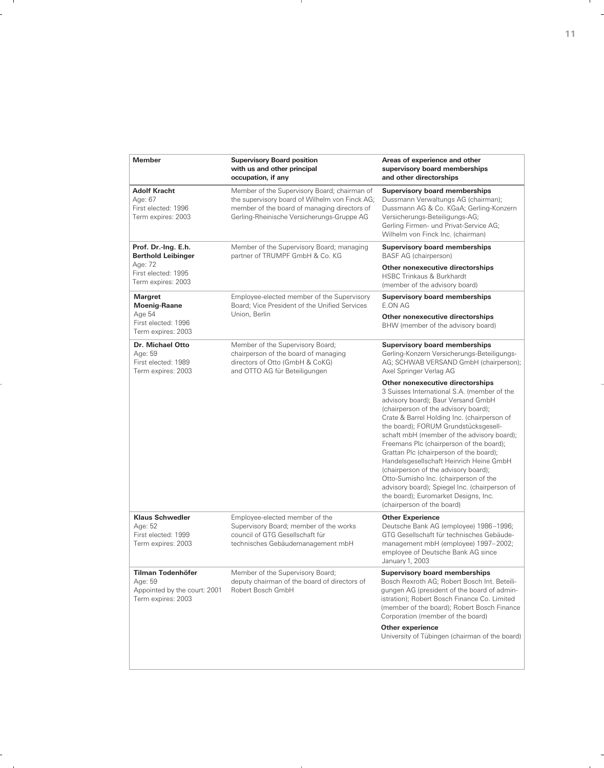| Member | Supervisory Board position with us and other principal occupation, if any | Areas of experience and other supervisory board memberships and other directorships |
|---|---|---|
| **Adolf Kracht**<br>Age: 67<br>First elected: 1996<br>Term expires: 2003 | Member of the Supervisory Board; chairman of the supervisory board of Wilhelm von Finck AG; member of the board of managing directors of Gerling-Rheinische Versicherungs-Gruppe AG | **Supervisory board memberships**<br>Dussmann Verwaltungs AG (chairman); Dussmann AG & Co. KGaA; Gerling-Konzern Versicherungs-Beteiligungs-AG; Gerling Firmen- und Privat-Service AG; Wilhelm von Finck Inc. (chairman) |
| **Prof. Dr.-Ing. E.h. Berthold Leibinger**<br>Age: 72<br>First elected: 1995<br>Term expires: 2003 | Member of the Supervisory Board; managing partner of TRUMPF GmbH & Co. KG | **Supervisory board memberships**<br>BASF AG (chairperson)<br>**Other nonexecutive directorships**<br>HSBC Trinkaus & Burkhardt (member of the advisory board) |
| **Margret Moenig-Raane**<br>Age 54<br>First elected: 1996<br>Term expires: 2003 | Employee-elected member of the Supervisory Board; Vice President of the Unified Services Union, Berlin | **Supervisory board memberships**<br>E.ON AG<br>**Other nonexecutive directorships**<br>BHW (member of the advisory board) |
| **Dr. Michael Otto**<br>Age: 59<br>First elected: 1989<br>Term expires: 2003 | Member of the Supervisory Board; chairperson of the board of managing directors of Otto (GmbH & CoKG) and OTTO AG für Beteiligungen | **Supervisory board memberships**<br>Gerling-Konzern Versicherungs-Beteiligungs-AG; SCHWAB VERSAND GmbH (chairperson); Axel Springer Verlag AG<br>**Other nonexecutive directorships**<br>3 Suisses International S.A. (member of the advisory board); Baur Versand GmbH (chairperson of the advisory board); Crate & Barrel Holding Inc. (chairperson of the board); FORUM Grundstücksgesellschaft mbH (member of the advisory board); Freemans Plc (chairperson of the board); Grattan Plc (chairperson of the board); Handelsgesellschaft Heinrich Heine GmbH (chairperson of the advisory board); Otto-Sumisho Inc. (chairperson of the advisory board); Spiegel Inc. (chairperson of the board); Euromarket Designs, Inc. (chairperson of the board) |
| **Klaus Schwedler**<br>Age: 52<br>First elected: 1999<br>Term expires: 2003 | Employee-elected member of the Supervisory Board; member of the works council of GTG Gesellschaft für technisches Gebäudemanagement mbH | **Other Experience**<br>Deutsche Bank AG (employee) 1986–1996; GTG Gesellschaft für technisches Gebäudemanagement mbH (employee) 1997–2002; employee of Deutsche Bank AG since January 1, 2003 |
| **Tilman Todenhöfer**<br>Age: 59<br>Appointed by the court: 2001<br>Term expires: 2003 | Member of the Supervisory Board; deputy chairman of the board of directors of Robert Bosch GmbH | **Supervisory board memberships**<br>Bosch Rexroth AG; Robert Bosch Int. Beteiligungen AG (president of the board of administration); Robert Bosch Finance Co. Limited (member of the board); Robert Bosch Finance Corporation (member of the board)<br>**Other experience**<br>University of Tübingen (chairman of the board) |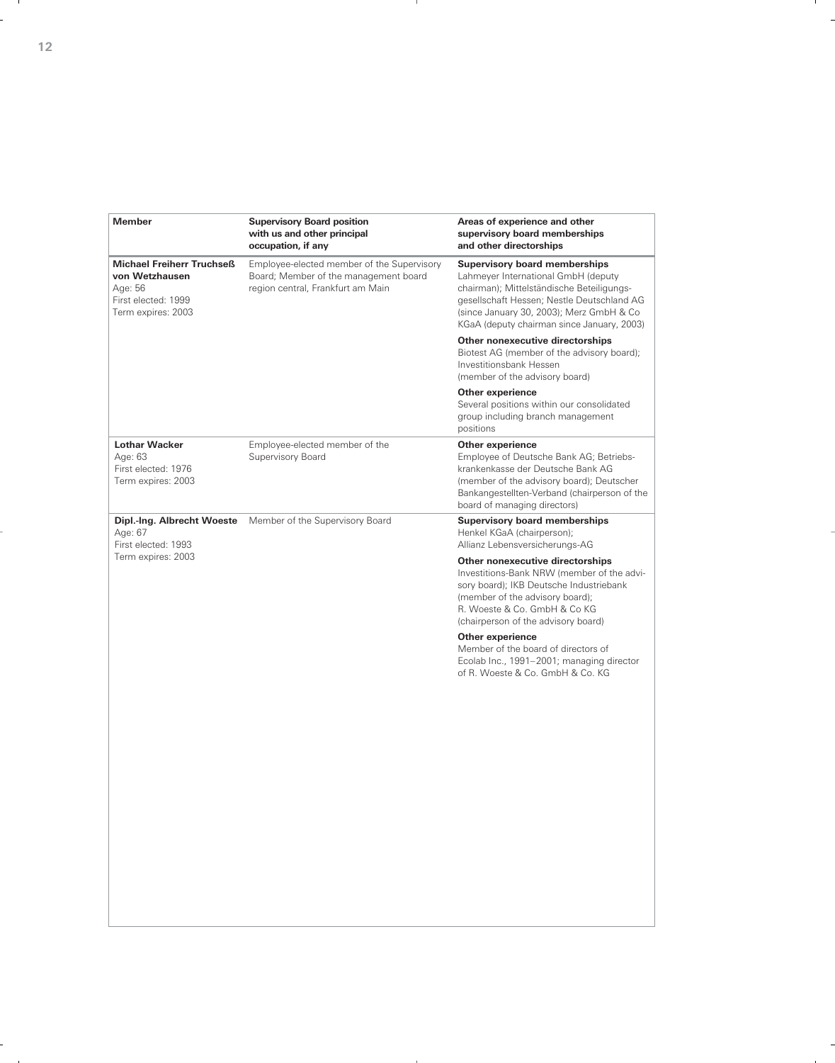| Member | Supervisory Board position with us and other principal occupation, if any | Areas of experience and other supervisory board memberships and other directorships |
|---|---|---|
| **Michael Freiherr Truchseß von Wetzhausen**<br>Age: 56<br>First elected: 1999<br>Term expires: 2003 | Employee-elected member of the Supervisory Board; Member of the management board region central, Frankfurt am Main | **Supervisory board memberships**<br>Lahmeyer International GmbH (deputy chairman); Mittelständische Beteiligungs-gesellschaft Hessen; Nestle Deutschland AG (since January 30, 2003); Merz GmbH & Co KGaA (deputy chairman since January, 2003)<br>**Other nonexecutive directorships**<br>Biotest AG (member of the advisory board); Investitionsbank Hessen (member of the advisory board)<br>**Other experience**<br>Several positions within our consolidated group including branch management positions |
| **Lothar Wacker**<br>Age: 63<br>First elected: 1976<br>Term expires: 2003 | Employee-elected member of the Supervisory Board | **Other experience**<br>Employee of Deutsche Bank AG; Betriebs-krankenkasse der Deutsche Bank AG (member of the advisory board); Deutscher Bankangestellten-Verband (chairperson of the board of managing directors) |
| **Dipl.-Ing. Albrecht Woeste**<br>Age: 67<br>First elected: 1993<br>Term expires: 2003 | Member of the Supervisory Board | **Supervisory board memberships**<br>Henkel KGaA (chairperson); Allianz Lebensversicherungs-AG<br>**Other nonexecutive directorships**<br>Investitions-Bank NRW (member of the advisory board); IKB Deutsche Industriebank (member of the advisory board); R. Woeste & Co. GmbH & Co KG (chairperson of the advisory board)<br>**Other experience**<br>Member of the board of directors of Ecolab Inc., 1991–2001; managing director of R. Woeste & Co. GmbH & Co. KG |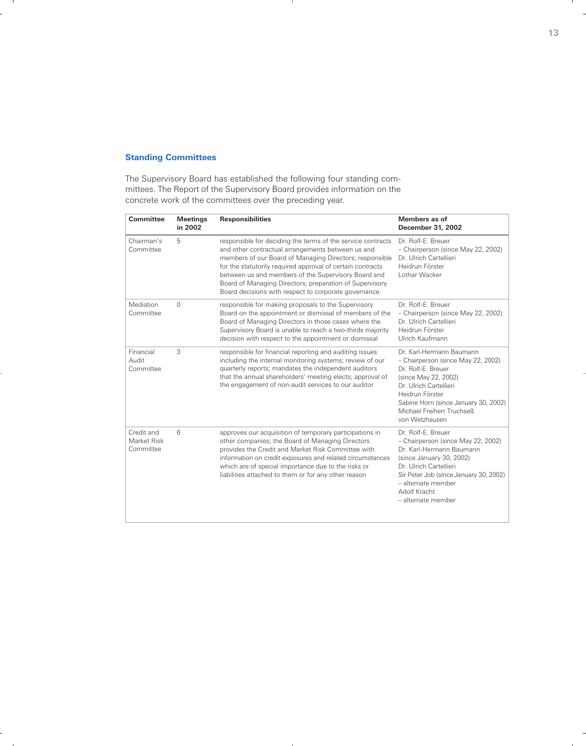### Standing Committees

The Supervisory Board has established the following four standing committees. The Report of the Supervisory Board provides information on the concrete work of the committees over the preceding year.

| Committee | Meetings in 2002 | Responsibilities | Members as of December 31, 2002 |
|---|---|---|---|
| Chairman's Committee | 5 | responsible for deciding the terms of the service contracts and other contractual arrangements between us and members of our Board of Managing Directors; responsible for the statutorily required approval of certain contracts between us and members of the Supervisory Board and Board of Managing Directors; preparation of Supervisory Board decisions with respect to corporate governance | Dr. Rolf-E. Breuer – Chairperson (since May 22, 2002)<br>Dr. Ulrich Cartellieri<br>Heidrun Förster<br>Lothar Wacker |
| Mediation Committee | 0 | responsible for making proposals to the Supervisory Board on the appointment or dismissal of members of the Board of Managing Directors in those cases where the Supervisory Board is unable to reach a two-thirds majority decision with respect to the appointment or dismissal | Dr. Rolf-E. Breuer – Chairperson (since May 22, 2002)<br>Dr. Ulrich Cartellieri<br>Heidrun Förster<br>Ulrich Kaufmann |
| Financial Audit Committee | 3 | responsible for financial reporting and auditing issues including the internal monitoring systems; review of our quarterly reports; mandates the independent auditors that the annual shareholders' meeting elects; approval of the engagement of non-audit services to our auditor | Dr. Karl-Hermann Baumann – Chairperson (since May 22, 2002)<br>Dr. Rolf-E. Breuer (since May 22, 2002)<br>Dr. Ulrich Cartellieri<br>Heidrun Förster<br>Sabine Horn (since January 30, 2002)<br>Michael Freiherr Truchseß von Wetzhausen |
| Credit and Market Risk Committee | 6 | approves our acquisition of temporary participations in other companies; the Board of Managing Directors provides the Credit and Market Risk Committee with information on credit exposures and related circumstances which are of special importance due to the risks or liabilities attached to them or for any other reason | Dr. Rolf-E. Breuer – Chairperson (since May 22, 2002)<br>Dr. Karl-Hermann Baumann (since January 30, 2002)<br>Dr. Ulrich Cartellieri<br>Sir Peter Job (since January 30, 2002) – alternate member<br>Adolf Kracht – alternate member |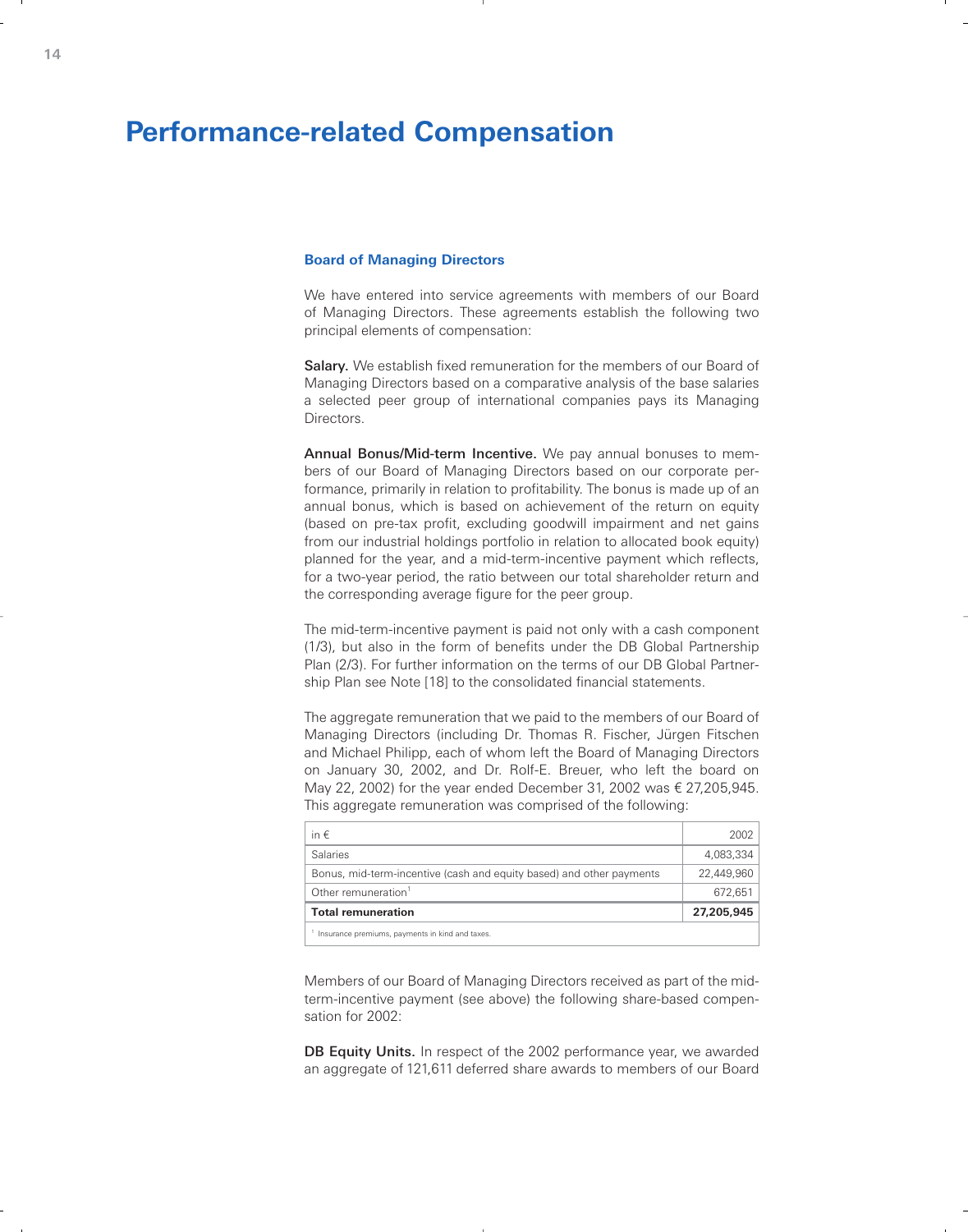# Performance-related Compensation

### Board of Managing Directors

We have entered into service agreements with members of our Board of Managing Directors. These agreements establish the following two principal elements of compensation:

**Salary.** We establish fixed remuneration for the members of our Board of Managing Directors based on a comparative analysis of the base salaries a selected peer group of international companies pays its Managing Directors.

**Annual Bonus/Mid-term Incentive.** We pay annual bonuses to members of our Board of Managing Directors based on our corporate performance, primarily in relation to profitability. The bonus is made up of an annual bonus, which is based on achievement of the return on equity (based on pre-tax profit, excluding goodwill impairment and net gains from our industrial holdings portfolio in relation to allocated book equity) planned for the year, and a mid-term-incentive payment which reflects, for a two-year period, the ratio between our total shareholder return and the corresponding average figure for the peer group.

The mid-term-incentive payment is paid not only with a cash component (1/3), but also in the form of benefits under the DB Global Partnership Plan (2/3). For further information on the terms of our DB Global Partnership Plan see Note [18] to the consolidated financial statements.

The aggregate remuneration that we paid to the members of our Board of Managing Directors (including Dr. Thomas R. Fischer, Jürgen Fitschen and Michael Philipp, each of whom left the Board of Managing Directors on January 30, 2002, and Dr. Rolf-E. Breuer, who left the board on May 22, 2002) for the year ended December 31, 2002 was € 27,205,945. This aggregate remuneration was comprised of the following:

| in € | 2002 |
|---|---|
| Salaries | 4,083,334 |
| Bonus, mid-term-incentive (cash and equity based) and other payments | 22,449,960 |
| Other remuneration[1] | 672,651 |
| **Total remuneration** | **27,205,945** |

[1] Insurance premiums, payments in kind and taxes.

Members of our Board of Managing Directors received as part of the mid-term-incentive payment (see above) the following share-based compensation for 2002:

**DB Equity Units.** In respect of the 2002 performance year, we awarded an aggregate of 121,611 deferred share awards to members of our Board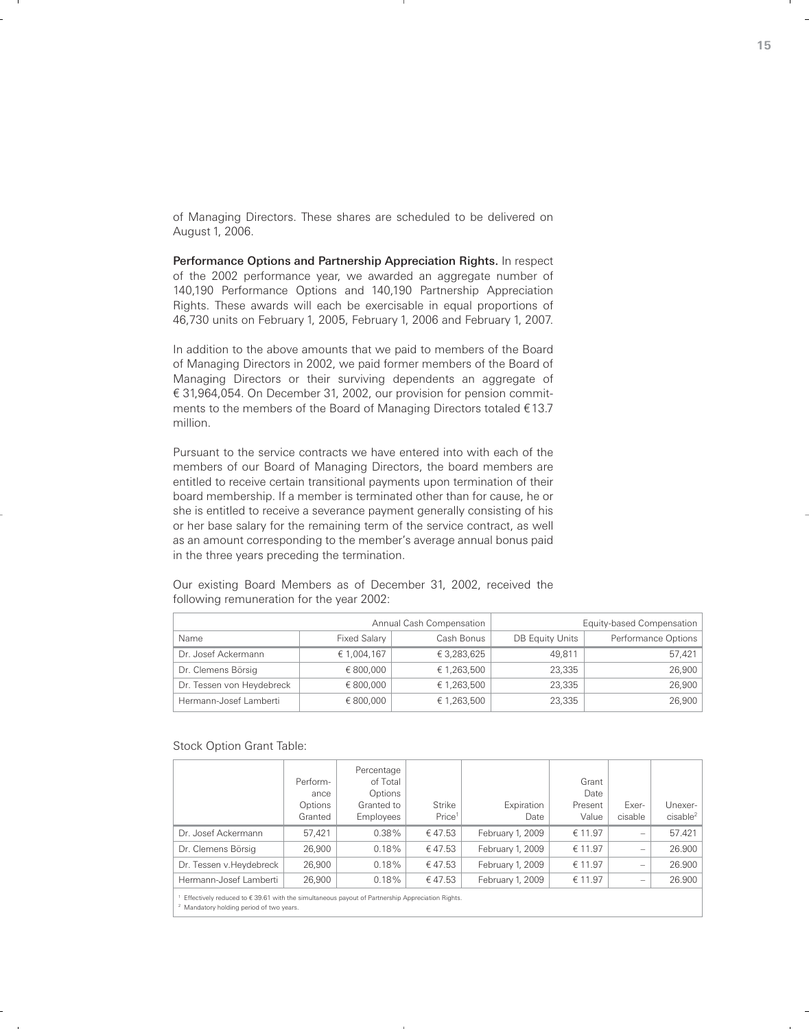of Managing Directors. These shares are scheduled to be delivered on August 1, 2006.

**Performance Options and Partnership Appreciation Rights.** In respect of the 2002 performance year, we awarded an aggregate number of 140,190 Performance Options and 140,190 Partnership Appreciation Rights. These awards will each be exercisable in equal proportions of 46,730 units on February 1, 2005, February 1, 2006 and February 1, 2007.

In addition to the above amounts that we paid to members of the Board of Managing Directors in 2002, we paid former members of the Board of Managing Directors or their surviving dependents an aggregate of € 31,964,054. On December 31, 2002, our provision for pension commitments to the members of the Board of Managing Directors totaled € 13.7 million.

Pursuant to the service contracts we have entered into with each of the members of our Board of Managing Directors, the board members are entitled to receive certain transitional payments upon termination of their board membership. If a member is terminated other than for cause, he or she is entitled to receive a severance payment generally consisting of his or her base salary for the remaining term of the service contract, as well as an amount corresponding to the member's average annual bonus paid in the three years preceding the termination.

Our existing Board Members as of December 31, 2002, received the following remuneration for the year 2002:

| | Annual Cash Compensation | | Equity-based Compensation | |
|---|---|---|---|---|
| Name | Fixed Salary | Cash Bonus | DB Equity Units | Performance Options |
| Dr. Josef Ackermann | € 1,004,167 | € 3,283,625 | 49,811 | 57,421 |
| Dr. Clemens Börsig | € 800,000 | € 1,263,500 | 23,335 | 26,900 |
| Dr. Tessen von Heydebreck | € 800,000 | € 1,263,500 | 23,335 | 26,900 |
| Hermann-Josef Lamberti | € 800,000 | € 1,263,500 | 23,335 | 26,900 |

Stock Option Grant Table:

| | Performance Options Granted | Percentage of Total Options Granted to Employees | Strike Price[1] | Expiration Date | Grant Date Present Value | Exercisable | Unexercisable[2] |
|---|---|---|---|---|---|---|---|
| Dr. Josef Ackermann | 57,421 | 0.38% | € 47.53 | February 1, 2009 | € 11.97 | – | 57.421 |
| Dr. Clemens Börsig | 26,900 | 0.18% | € 47.53 | February 1, 2009 | € 11.97 | – | 26.900 |
| Dr. Tessen v.Heydebreck | 26,900 | 0.18% | € 47.53 | February 1, 2009 | € 11.97 | – | 26.900 |
| Hermann-Josef Lamberti | 26,900 | 0.18% | € 47.53 | February 1, 2009 | € 11.97 | – | 26.900 |

[1] Effectively reduced to € 39.61 with the simultaneous payout of Partnership Appreciation Rights.
[2] Mandatory holding period of two years.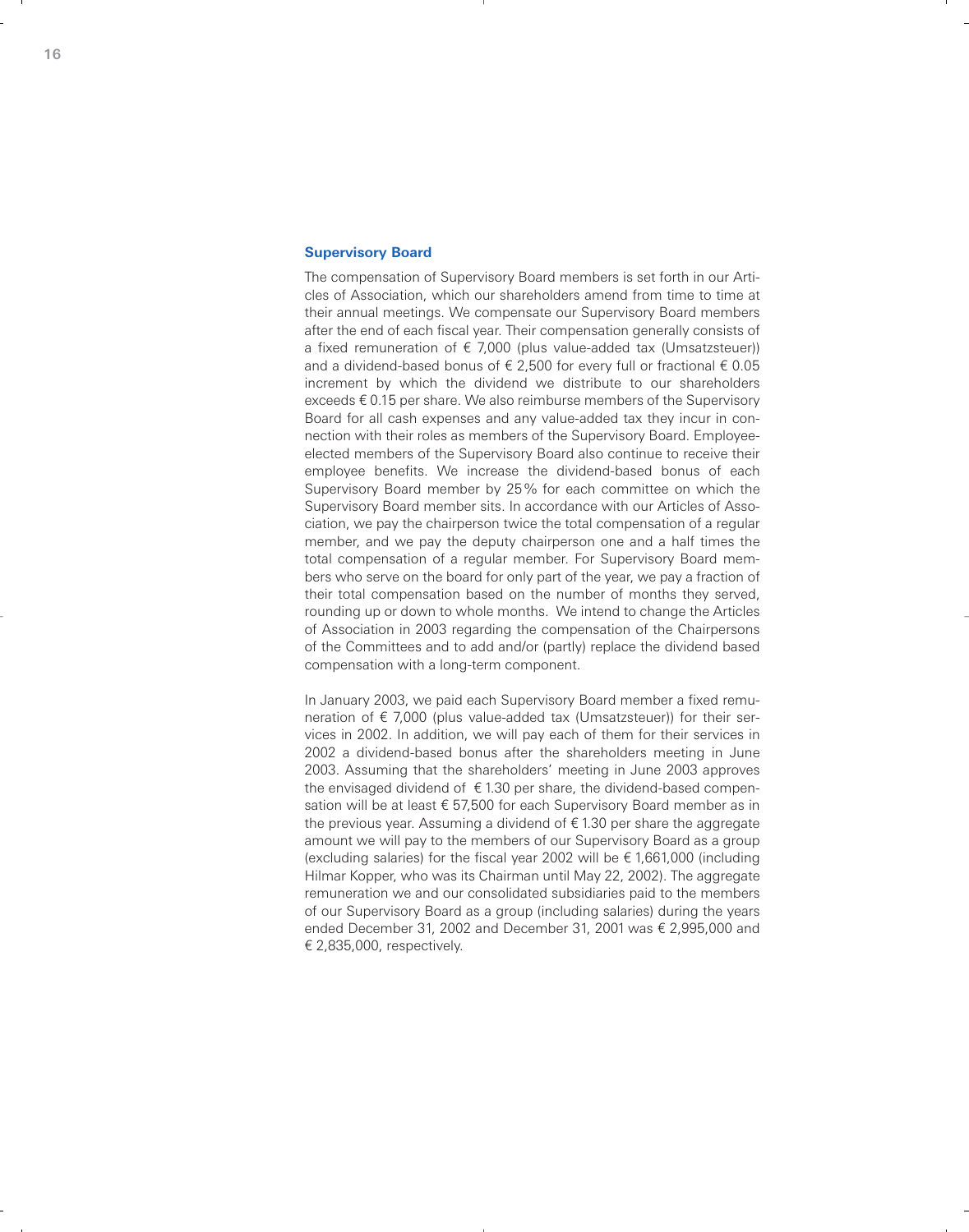## Supervisory Board

The compensation of Supervisory Board members is set forth in our Articles of Association, which our shareholders amend from time to time at their annual meetings. We compensate our Supervisory Board members after the end of each fiscal year. Their compensation generally consists of a fixed remuneration of € 7,000 (plus value-added tax (Umsatzsteuer)) and a dividend-based bonus of € 2,500 for every full or fractional € 0.05 increment by which the dividend we distribute to our shareholders exceeds € 0.15 per share. We also reimburse members of the Supervisory Board for all cash expenses and any value-added tax they incur in connection with their roles as members of the Supervisory Board. Employee-elected members of the Supervisory Board also continue to receive their employee benefits. We increase the dividend-based bonus of each Supervisory Board member by 25% for each committee on which the Supervisory Board member sits. In accordance with our Articles of Association, we pay the chairperson twice the total compensation of a regular member, and we pay the deputy chairperson one and a half times the total compensation of a regular member. For Supervisory Board members who serve on the board for only part of the year, we pay a fraction of their total compensation based on the number of months they served, rounding up or down to whole months. We intend to change the Articles of Association in 2003 regarding the compensation of the Chairpersons of the Committees and to add and/or (partly) replace the dividend based compensation with a long-term component.

In January 2003, we paid each Supervisory Board member a fixed remuneration of € 7,000 (plus value-added tax (Umsatzsteuer)) for their services in 2002. In addition, we will pay each of them for their services in 2002 a dividend-based bonus after the shareholders meeting in June 2003. Assuming that the shareholders' meeting in June 2003 approves the envisaged dividend of € 1.30 per share, the dividend-based compensation will be at least € 57,500 for each Supervisory Board member as in the previous year. Assuming a dividend of € 1.30 per share the aggregate amount we will pay to the members of our Supervisory Board as a group (excluding salaries) for the fiscal year 2002 will be € 1,661,000 (including Hilmar Kopper, who was its Chairman until May 22, 2002). The aggregate remuneration we and our consolidated subsidiaries paid to the members of our Supervisory Board as a group (including salaries) during the years ended December 31, 2002 and December 31, 2001 was € 2,995,000 and € 2,835,000, respectively.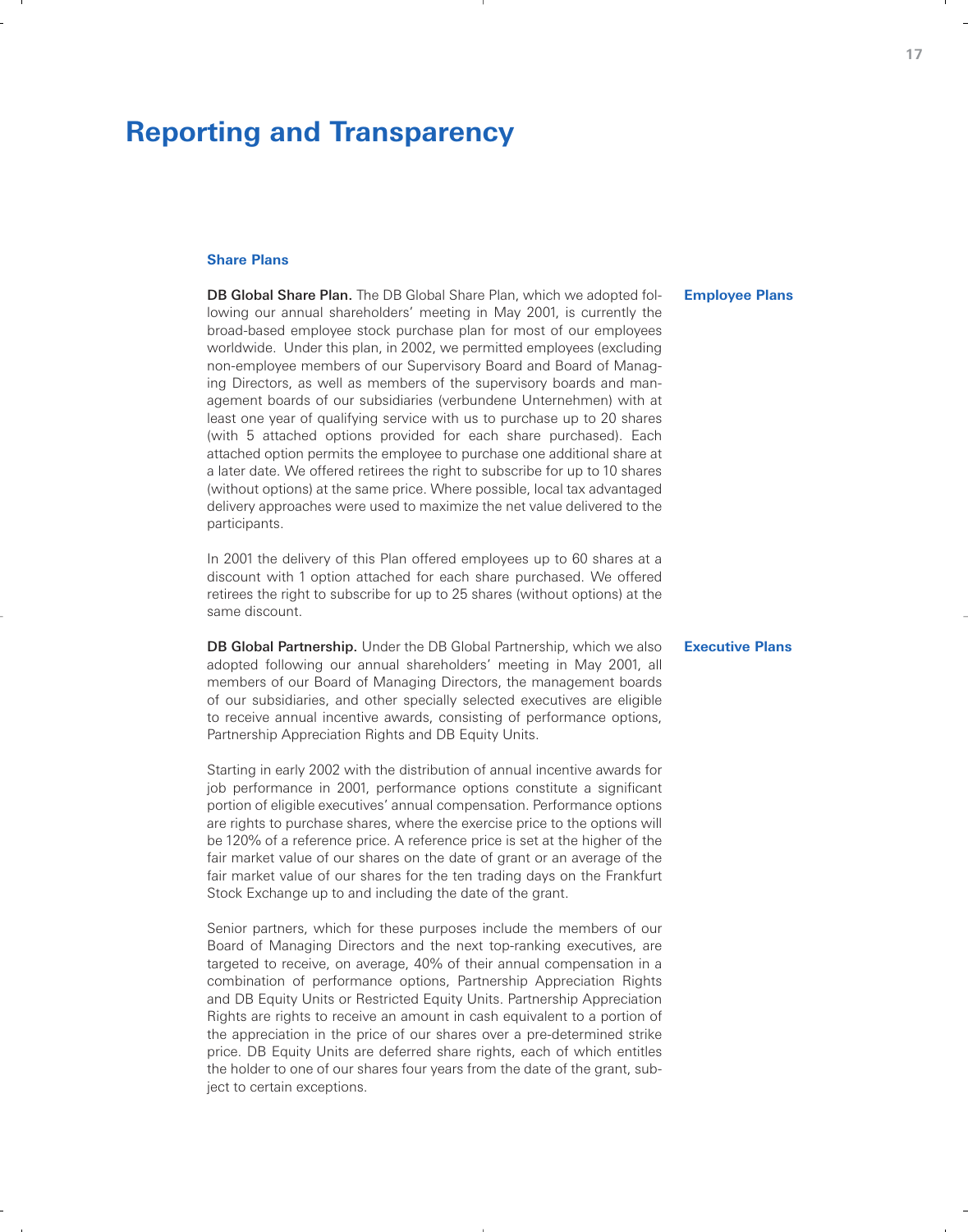# Reporting and Transparency

### Share Plans

**Employee Plans**

**DB Global Share Plan.** The DB Global Share Plan, which we adopted following our annual shareholders' meeting in May 2001, is currently the broad-based employee stock purchase plan for most of our employees worldwide. Under this plan, in 2002, we permitted employees (excluding non-employee members of our Supervisory Board and Board of Managing Directors, as well as members of the supervisory boards and management boards of our subsidiaries (verbundene Unternehmen) with at least one year of qualifying service with us to purchase up to 20 shares (with 5 attached options provided for each share purchased). Each attached option permits the employee to purchase one additional share at a later date. We offered retirees the right to subscribe for up to 10 shares (without options) at the same price. Where possible, local tax advantaged delivery approaches were used to maximize the net value delivered to the participants.

In 2001 the delivery of this Plan offered employees up to 60 shares at a discount with 1 option attached for each share purchased. We offered retirees the right to subscribe for up to 25 shares (without options) at the same discount.

**Executive Plans**

**DB Global Partnership.** Under the DB Global Partnership, which we also adopted following our annual shareholders' meeting in May 2001, all members of our Board of Managing Directors, the management boards of our subsidiaries, and other specially selected executives are eligible to receive annual incentive awards, consisting of performance options, Partnership Appreciation Rights and DB Equity Units.

Starting in early 2002 with the distribution of annual incentive awards for job performance in 2001, performance options constitute a significant portion of eligible executives' annual compensation. Performance options are rights to purchase shares, where the exercise price to the options will be 120% of a reference price. A reference price is set at the higher of the fair market value of our shares on the date of grant or an average of the fair market value of our shares for the ten trading days on the Frankfurt Stock Exchange up to and including the date of the grant.

Senior partners, which for these purposes include the members of our Board of Managing Directors and the next top-ranking executives, are targeted to receive, on average, 40% of their annual compensation in a combination of performance options, Partnership Appreciation Rights and DB Equity Units or Restricted Equity Units. Partnership Appreciation Rights are rights to receive an amount in cash equivalent to a portion of the appreciation in the price of our shares over a pre-determined strike price. DB Equity Units are deferred share rights, each of which entitles the holder to one of our shares four years from the date of the grant, subject to certain exceptions.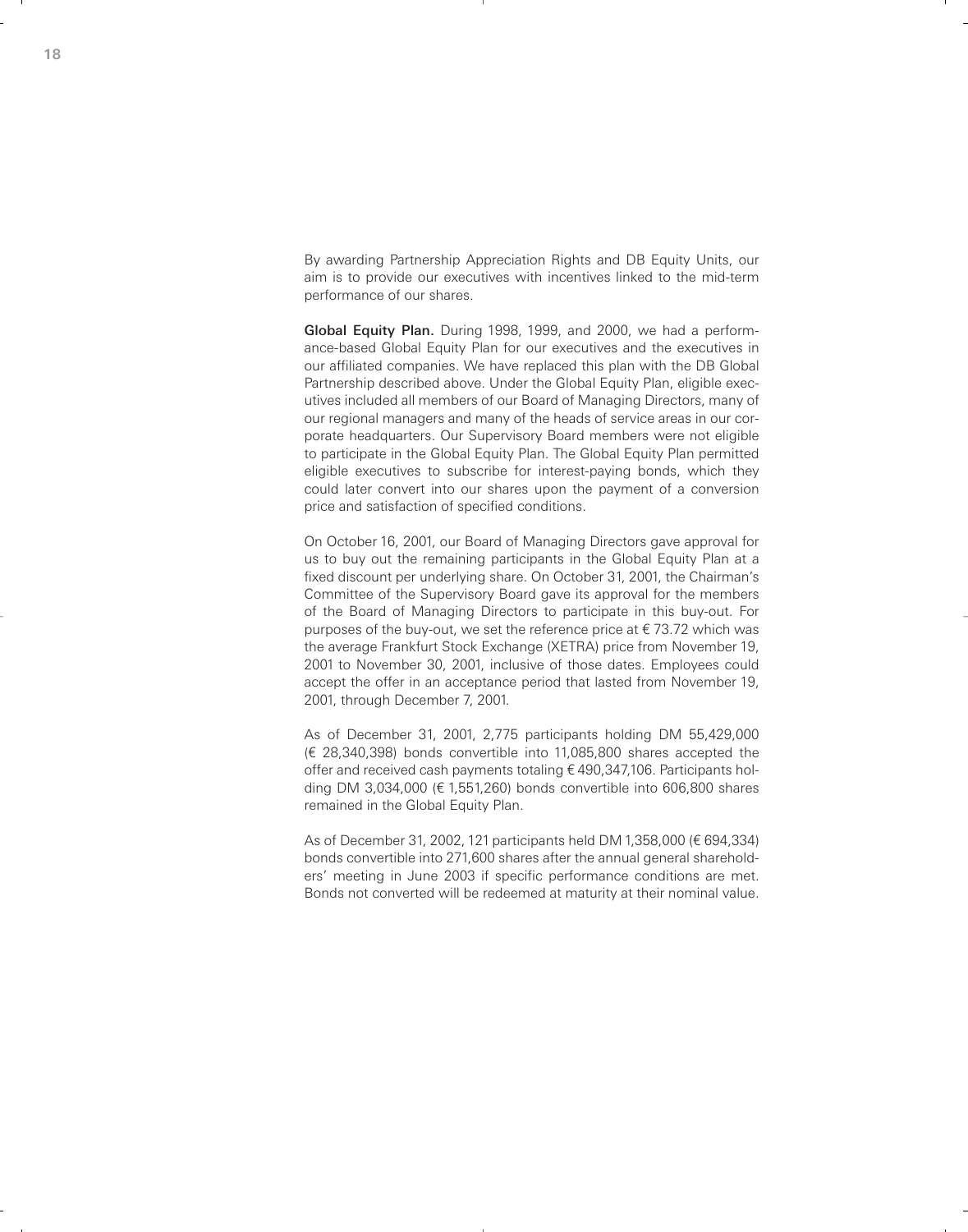By awarding Partnership Appreciation Rights and DB Equity Units, our aim is to provide our executives with incentives linked to the mid-term performance of our shares.

**Global Equity Plan.** During 1998, 1999, and 2000, we had a performance-based Global Equity Plan for our executives and the executives in our affiliated companies. We have replaced this plan with the DB Global Partnership described above. Under the Global Equity Plan, eligible executives included all members of our Board of Managing Directors, many of our regional managers and many of the heads of service areas in our corporate headquarters. Our Supervisory Board members were not eligible to participate in the Global Equity Plan. The Global Equity Plan permitted eligible executives to subscribe for interest-paying bonds, which they could later convert into our shares upon the payment of a conversion price and satisfaction of specified conditions.

On October 16, 2001, our Board of Managing Directors gave approval for us to buy out the remaining participants in the Global Equity Plan at a fixed discount per underlying share. On October 31, 2001, the Chairman's Committee of the Supervisory Board gave its approval for the members of the Board of Managing Directors to participate in this buy-out. For purposes of the buy-out, we set the reference price at € 73.72 which was the average Frankfurt Stock Exchange (XETRA) price from November 19, 2001 to November 30, 2001, inclusive of those dates. Employees could accept the offer in an acceptance period that lasted from November 19, 2001, through December 7, 2001.

As of December 31, 2001, 2,775 participants holding DM 55,429,000 (€ 28,340,398) bonds convertible into 11,085,800 shares accepted the offer and received cash payments totaling € 490,347,106. Participants holding DM 3,034,000 (€ 1,551,260) bonds convertible into 606,800 shares remained in the Global Equity Plan.

As of December 31, 2002, 121 participants held DM 1,358,000 (€ 694,334) bonds convertible into 271,600 shares after the annual general shareholders' meeting in June 2003 if specific performance conditions are met. Bonds not converted will be redeemed at maturity at their nominal value.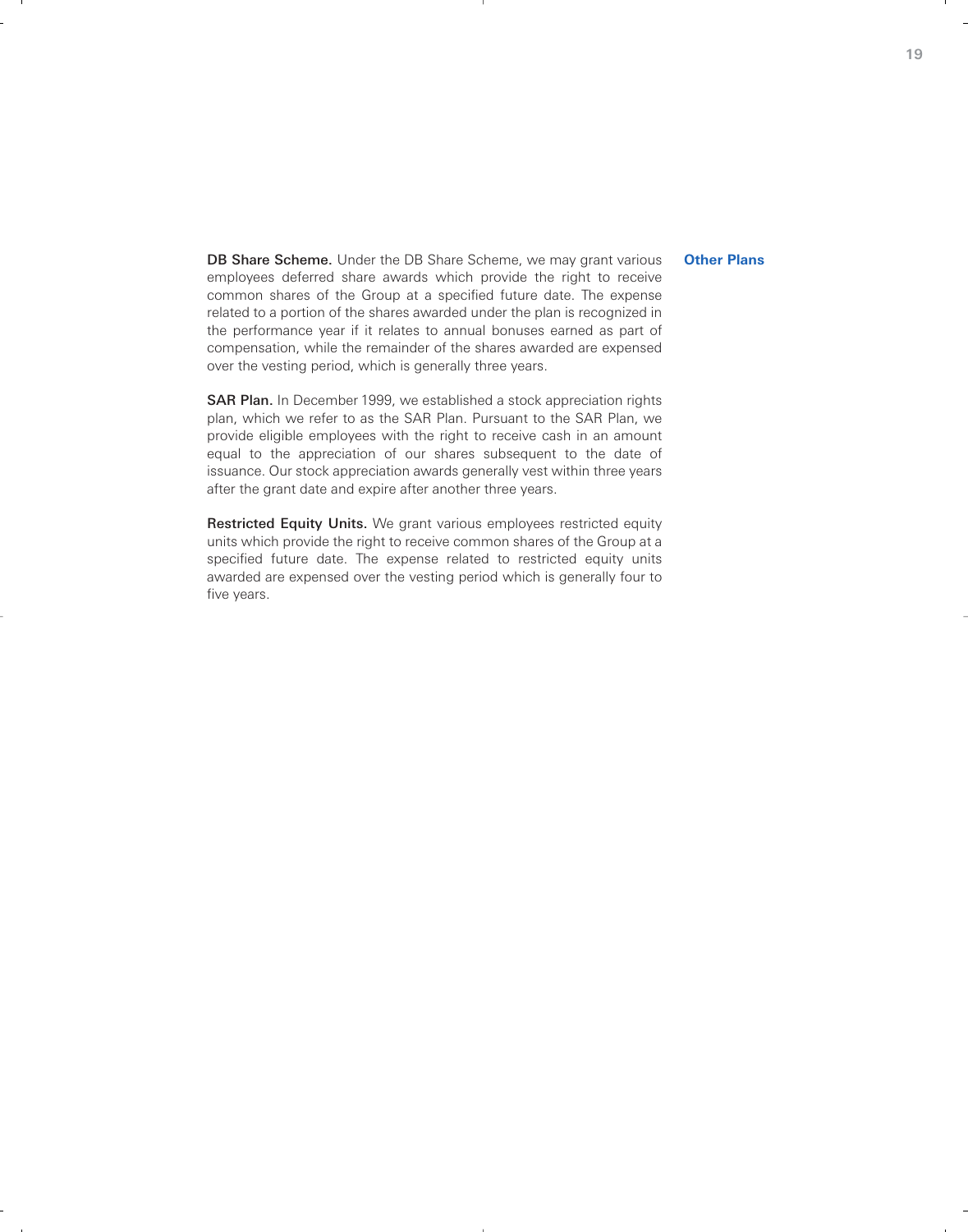## Other Plans

**DB Share Scheme.** Under the DB Share Scheme, we may grant various employees deferred share awards which provide the right to receive common shares of the Group at a specified future date. The expense related to a portion of the shares awarded under the plan is recognized in the performance year if it relates to annual bonuses earned as part of compensation, while the remainder of the shares awarded are expensed over the vesting period, which is generally three years.

**SAR Plan.** In December 1999, we established a stock appreciation rights plan, which we refer to as the SAR Plan. Pursuant to the SAR Plan, we provide eligible employees with the right to receive cash in an amount equal to the appreciation of our shares subsequent to the date of issuance. Our stock appreciation awards generally vest within three years after the grant date and expire after another three years.

**Restricted Equity Units.** We grant various employees restricted equity units which provide the right to receive common shares of the Group at a specified future date. The expense related to restricted equity units awarded are expensed over the vesting period which is generally four to five years.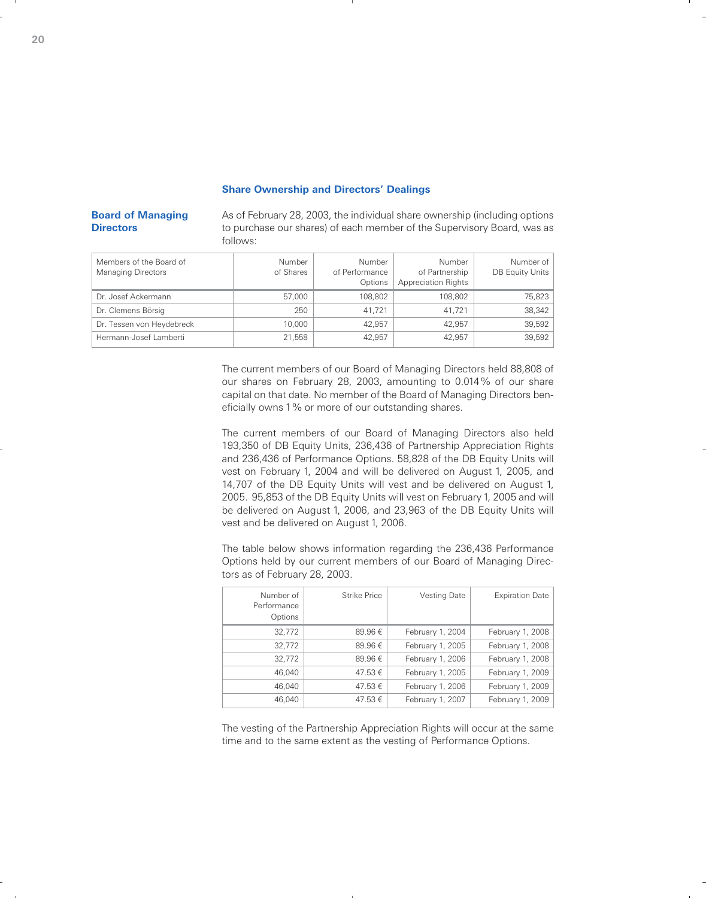## Share Ownership and Directors' Dealings

### Board of Managing Directors

As of February 28, 2003, the individual share ownership (including options to purchase our shares) of each member of the Supervisory Board, was as follows:

| Members of the Board of Managing Directors | Number of Shares | Number of Performance Options | Number of Partnership Appreciation Rights | Number of DB Equity Units |
|---|---|---|---|---|
| Dr. Josef Ackermann | 57,000 | 108,802 | 108,802 | 75,823 |
| Dr. Clemens Börsig | 250 | 41,721 | 41,721 | 38,342 |
| Dr. Tessen von Heydebreck | 10,000 | 42,957 | 42,957 | 39,592 |
| Hermann-Josef Lamberti | 21,558 | 42,957 | 42,957 | 39,592 |

The current members of our Board of Managing Directors held 88,808 of our shares on February 28, 2003, amounting to 0.014% of our share capital on that date. No member of the Board of Managing Directors beneficially owns 1% or more of our outstanding shares.

The current members of our Board of Managing Directors also held 193,350 of DB Equity Units, 236,436 of Partnership Appreciation Rights and 236,436 of Performance Options. 58,828 of the DB Equity Units will vest on February 1, 2004 and will be delivered on August 1, 2005, and 14,707 of the DB Equity Units will vest and be delivered on August 1, 2005. 95,853 of the DB Equity Units will vest on February 1, 2005 and will be delivered on August 1, 2006, and 23,963 of the DB Equity Units will vest and be delivered on August 1, 2006.

The table below shows information regarding the 236,436 Performance Options held by our current members of our Board of Managing Directors as of February 28, 2003.

| Number of Performance Options | Strike Price | Vesting Date | Expiration Date |
|---|---|---|---|
| 32,772 | 89.96 € | February 1, 2004 | February 1, 2008 |
| 32,772 | 89.96 € | February 1, 2005 | February 1, 2008 |
| 32,772 | 89.96 € | February 1, 2006 | February 1, 2008 |
| 46,040 | 47.53 € | February 1, 2005 | February 1, 2009 |
| 46,040 | 47.53 € | February 1, 2006 | February 1, 2009 |
| 46,040 | 47.53 € | February 1, 2007 | February 1, 2009 |

The vesting of the Partnership Appreciation Rights will occur at the same time and to the same extent as the vesting of Performance Options.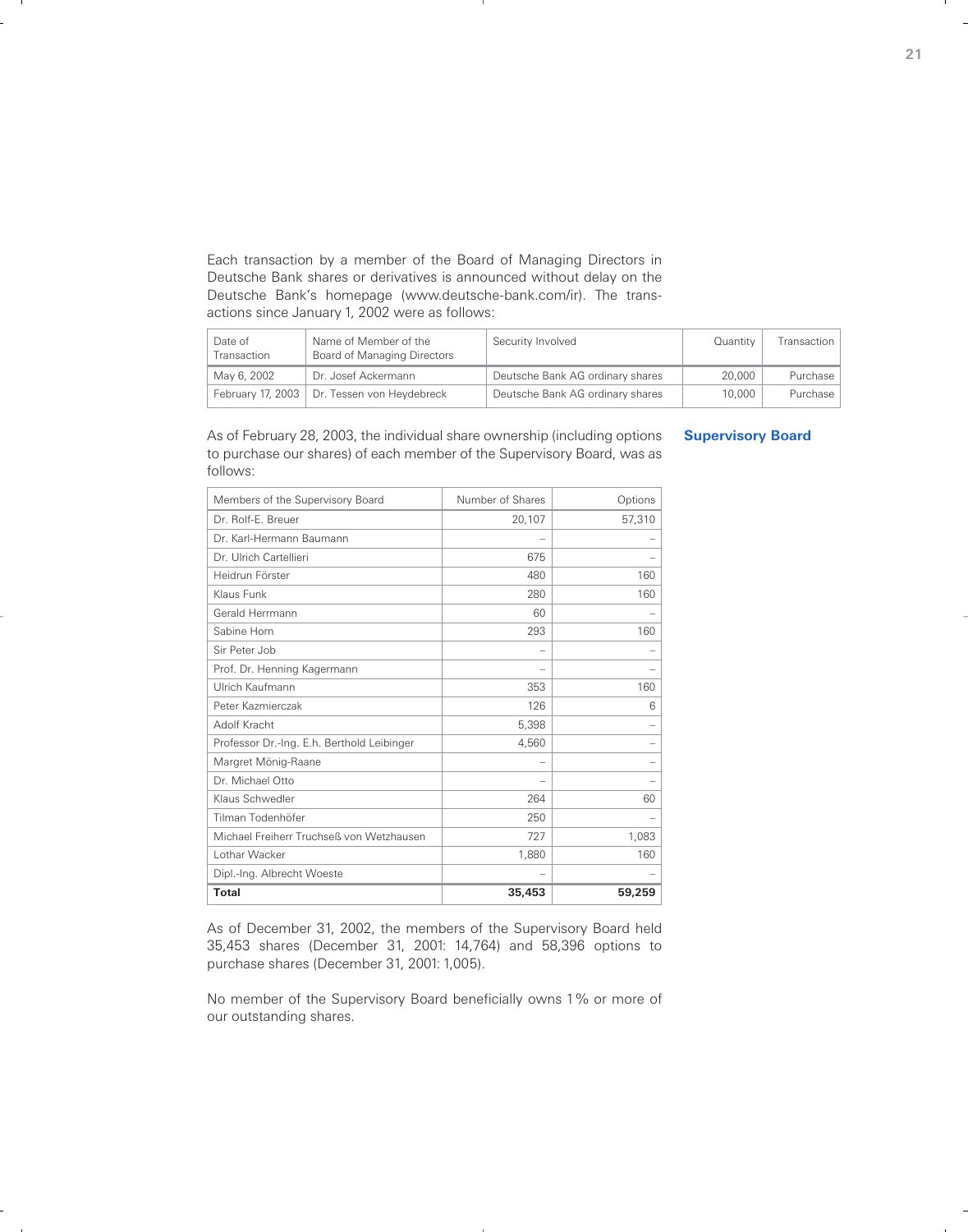Each transaction by a member of the Board of Managing Directors in Deutsche Bank shares or derivatives is announced without delay on the Deutsche Bank's homepage (www.deutsche-bank.com/ir). The transactions since January 1, 2002 were as follows:

| Date of Transaction | Name of Member of the Board of Managing Directors | Security Involved | Quantity | Transaction |
|---|---|---|---|---|
| May 6, 2002 | Dr. Josef Ackermann | Deutsche Bank AG ordinary shares | 20,000 | Purchase |
| February 17, 2003 | Dr. Tessen von Heydebreck | Deutsche Bank AG ordinary shares | 10,000 | Purchase |

## Supervisory Board

As of February 28, 2003, the individual share ownership (including options to purchase our shares) of each member of the Supervisory Board, was as follows:

| Members of the Supervisory Board | Number of Shares | Options |
|---|---|---|
| Dr. Rolf-E. Breuer | 20,107 | 57,310 |
| Dr. Karl-Hermann Baumann | – | – |
| Dr. Ulrich Cartellieri | 675 | – |
| Heidrun Förster | 480 | 160 |
| Klaus Funk | 280 | 160 |
| Gerald Herrmann | 60 | – |
| Sabine Horn | 293 | 160 |
| Sir Peter Job | – | – |
| Prof. Dr. Henning Kagermann | – | – |
| Ulrich Kaufmann | 353 | 160 |
| Peter Kazmierczak | 126 | 6 |
| Adolf Kracht | 5,398 | – |
| Professor Dr.-Ing. E.h. Berthold Leibinger | 4,560 | – |
| Margret Mönig-Raane | – | – |
| Dr. Michael Otto | – | – |
| Klaus Schwedler | 264 | 60 |
| Tilman Todenhöfer | 250 | – |
| Michael Freiherr Truchseß von Wetzhausen | 727 | 1,083 |
| Lothar Wacker | 1,880 | 160 |
| Dipl.-Ing. Albrecht Woeste | – | – |
| **Total** | **35,453** | **59,259** |

As of December 31, 2002, the members of the Supervisory Board held 35,453 shares (December 31, 2001: 14,764) and 58,396 options to purchase shares (December 31, 2001: 1,005).

No member of the Supervisory Board beneficially owns 1% or more of our outstanding shares.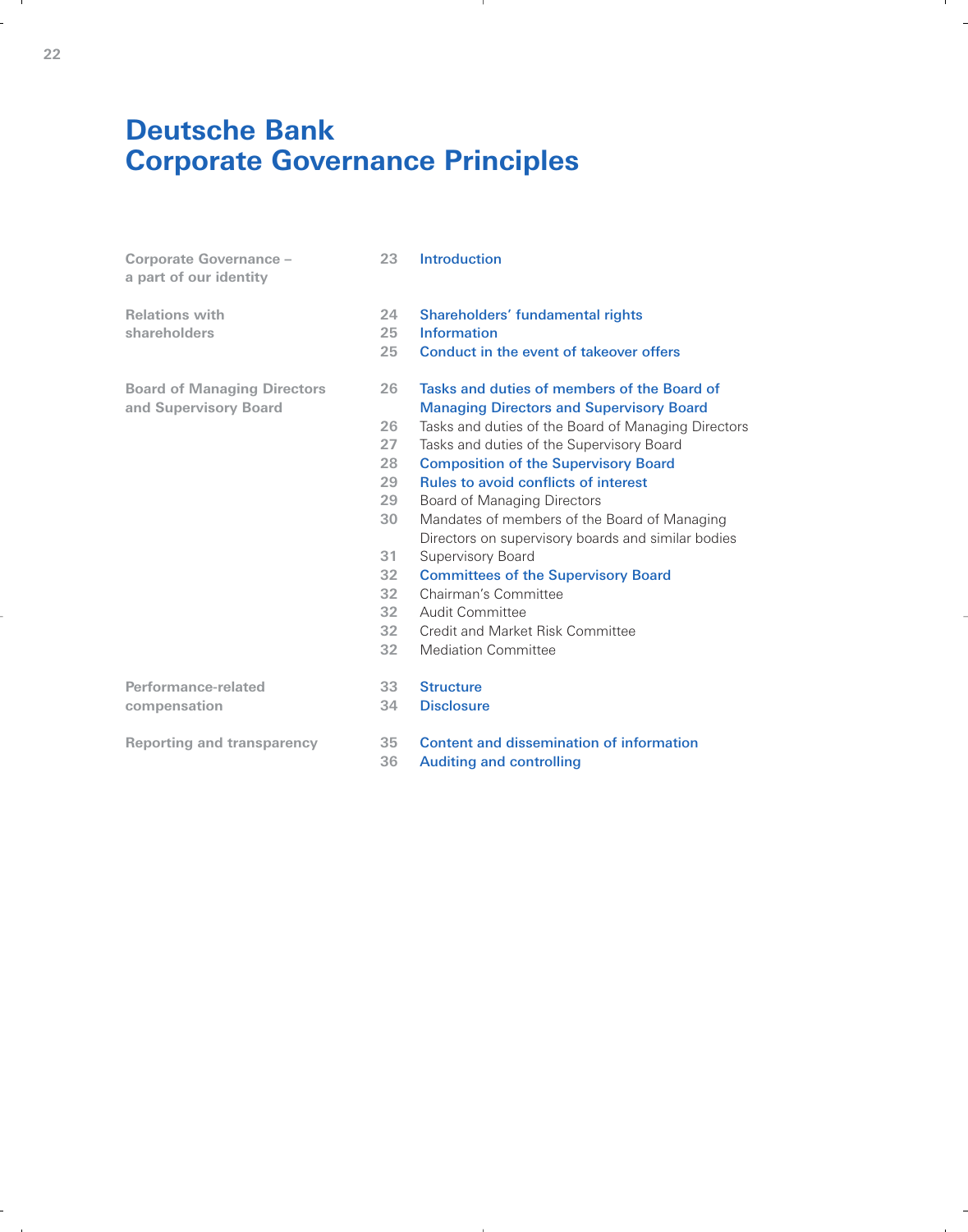# Deutsche Bank Corporate Governance Principles

| | | |
|---|---|---|
| **Corporate Governance – a part of our identity** | 23 | **Introduction** |
| **Relations with shareholders** | 24 | **Shareholders' fundamental rights** |
| | 25 | **Information** |
| | 25 | **Conduct in the event of takeover offers** |
| **Board of Managing Directors and Supervisory Board** | 26 | **Tasks and duties of members of the Board of Managing Directors and Supervisory Board** |
| | 26 | Tasks and duties of the Board of Managing Directors |
| | 27 | Tasks and duties of the Supervisory Board |
| | 28 | **Composition of the Supervisory Board** |
| | 29 | **Rules to avoid conflicts of interest** |
| | 29 | Board of Managing Directors |
| | 30 | Mandates of members of the Board of Managing Directors on supervisory boards and similar bodies |
| | 31 | Supervisory Board |
| | 32 | **Committees of the Supervisory Board** |
| | 32 | Chairman's Committee |
| | 32 | Audit Committee |
| | 32 | Credit and Market Risk Committee |
| | 32 | Mediation Committee |
| **Performance-related compensation** | 33 | **Structure** |
| | 34 | **Disclosure** |
| **Reporting and transparency** | 35 | **Content and dissemination of information** |
| | 36 | **Auditing and controlling** |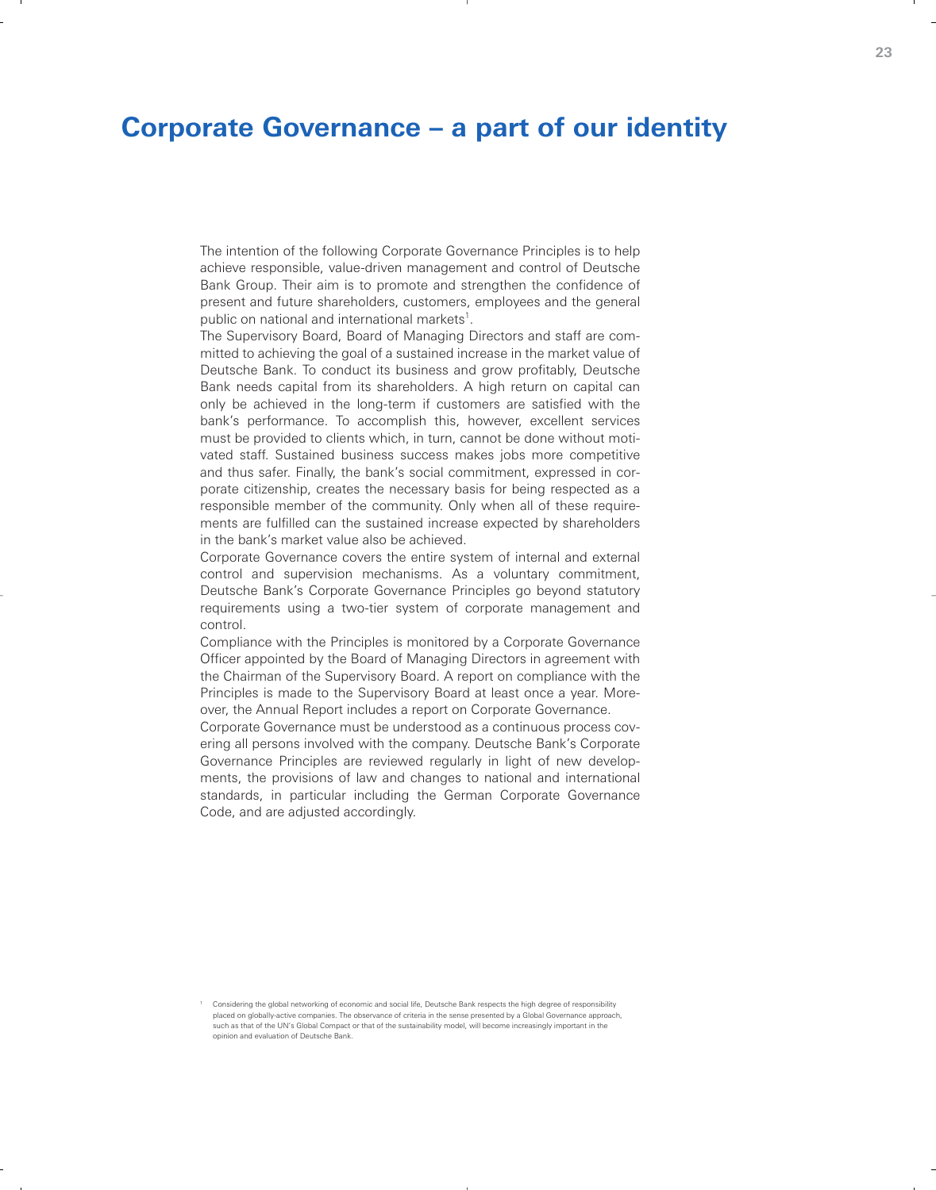# Corporate Governance – a part of our identity

The intention of the following Corporate Governance Principles is to help achieve responsible, value-driven management and control of Deutsche Bank Group. Their aim is to promote and strengthen the confidence of present and future shareholders, customers, employees and the general public on national and international markets[1].

The Supervisory Board, Board of Managing Directors and staff are committed to achieving the goal of a sustained increase in the market value of Deutsche Bank. To conduct its business and grow profitably, Deutsche Bank needs capital from its shareholders. A high return on capital can only be achieved in the long-term if customers are satisfied with the bank's performance. To accomplish this, however, excellent services must be provided to clients which, in turn, cannot be done without motivated staff. Sustained business success makes jobs more competitive and thus safer. Finally, the bank's social commitment, expressed in corporate citizenship, creates the necessary basis for being respected as a responsible member of the community. Only when all of these requirements are fulfilled can the sustained increase expected by shareholders in the bank's market value also be achieved.

Corporate Governance covers the entire system of internal and external control and supervision mechanisms. As a voluntary commitment, Deutsche Bank's Corporate Governance Principles go beyond statutory requirements using a two-tier system of corporate management and control.

Compliance with the Principles is monitored by a Corporate Governance Officer appointed by the Board of Managing Directors in agreement with the Chairman of the Supervisory Board. A report on compliance with the Principles is made to the Supervisory Board at least once a year. Moreover, the Annual Report includes a report on Corporate Governance.

Corporate Governance must be understood as a continuous process covering all persons involved with the company. Deutsche Bank's Corporate Governance Principles are reviewed regularly in light of new developments, the provisions of law and changes to national and international standards, in particular including the German Corporate Governance Code, and are adjusted accordingly.

[1] Considering the global networking of economic and social life, Deutsche Bank respects the high degree of responsibility placed on globally-active companies. The observance of criteria in the sense presented by a Global Governance approach, such as that of the UN's Global Compact or that of the sustainability model, will become increasingly important in the opinion and evaluation of Deutsche Bank.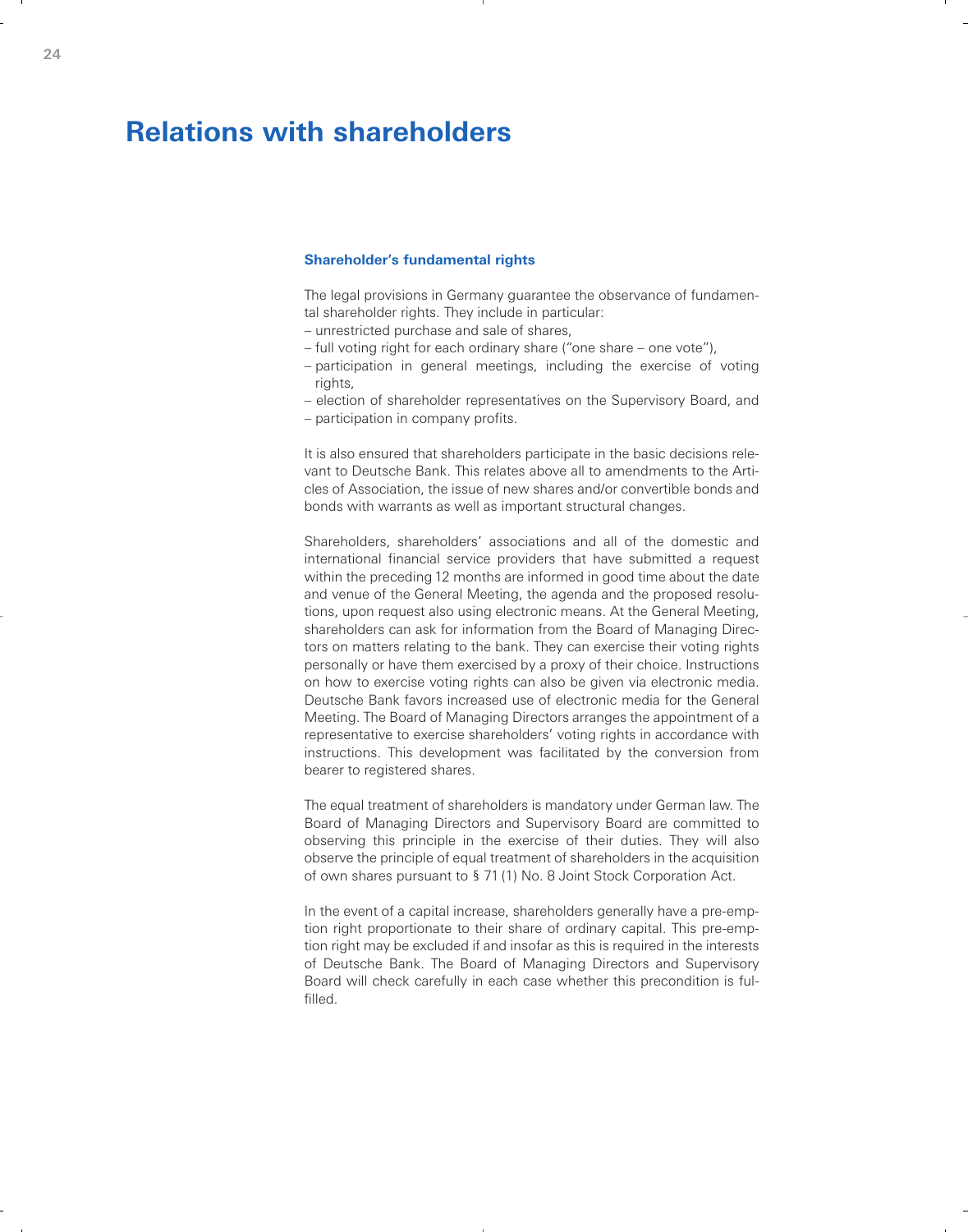# Relations with shareholders

### Shareholder's fundamental rights

The legal provisions in Germany guarantee the observance of fundamental shareholder rights. They include in particular:

- unrestricted purchase and sale of shares,
- full voting right for each ordinary share ("one share – one vote"),
- participation in general meetings, including the exercise of voting rights,
- election of shareholder representatives on the Supervisory Board, and
- participation in company profits.

It is also ensured that shareholders participate in the basic decisions relevant to Deutsche Bank. This relates above all to amendments to the Articles of Association, the issue of new shares and/or convertible bonds and bonds with warrants as well as important structural changes.

Shareholders, shareholders' associations and all of the domestic and international financial service providers that have submitted a request within the preceding 12 months are informed in good time about the date and venue of the General Meeting, the agenda and the proposed resolutions, upon request also using electronic means. At the General Meeting, shareholders can ask for information from the Board of Managing Directors on matters relating to the bank. They can exercise their voting rights personally or have them exercised by a proxy of their choice. Instructions on how to exercise voting rights can also be given via electronic media. Deutsche Bank favors increased use of electronic media for the General Meeting. The Board of Managing Directors arranges the appointment of a representative to exercise shareholders' voting rights in accordance with instructions. This development was facilitated by the conversion from bearer to registered shares.

The equal treatment of shareholders is mandatory under German law. The Board of Managing Directors and Supervisory Board are committed to observing this principle in the exercise of their duties. They will also observe the principle of equal treatment of shareholders in the acquisition of own shares pursuant to § 71 (1) No. 8 Joint Stock Corporation Act.

In the event of a capital increase, shareholders generally have a pre-emption right proportionate to their share of ordinary capital. This pre-emption right may be excluded if and insofar as this is required in the interests of Deutsche Bank. The Board of Managing Directors and Supervisory Board will check carefully in each case whether this precondition is fulfilled.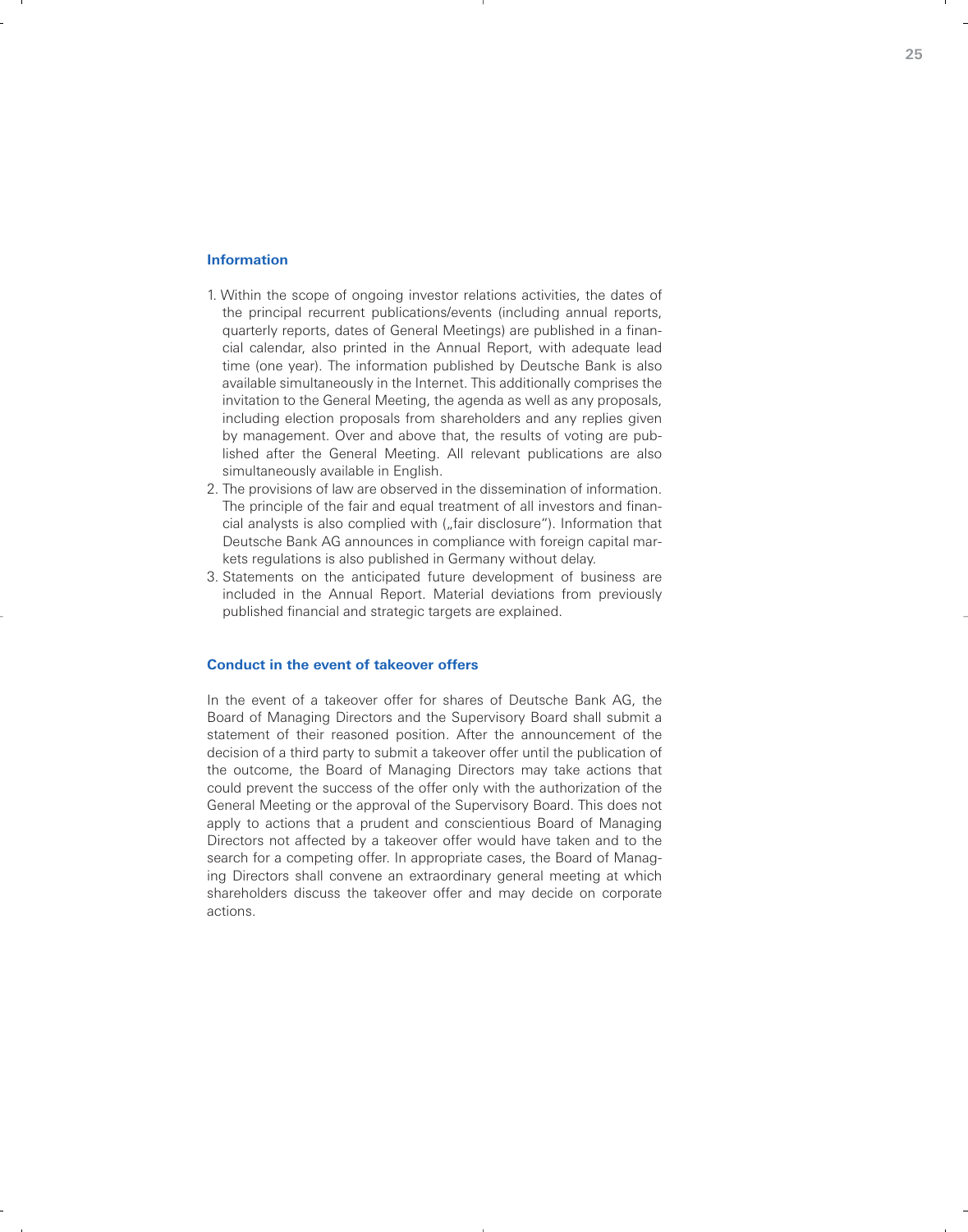## Information

1. Within the scope of ongoing investor relations activities, the dates of the principal recurrent publications/events (including annual reports, quarterly reports, dates of General Meetings) are published in a financial calendar, also printed in the Annual Report, with adequate lead time (one year). The information published by Deutsche Bank is also available simultaneously in the Internet. This additionally comprises the invitation to the General Meeting, the agenda as well as any proposals, including election proposals from shareholders and any replies given by management. Over and above that, the results of voting are published after the General Meeting. All relevant publications are also simultaneously available in English.
2. The provisions of law are observed in the dissemination of information. The principle of the fair and equal treatment of all investors and financial analysts is also complied with („fair disclosure"). Information that Deutsche Bank AG announces in compliance with foreign capital markets regulations is also published in Germany without delay.
3. Statements on the anticipated future development of business are included in the Annual Report. Material deviations from previously published financial and strategic targets are explained.

## Conduct in the event of takeover offers

In the event of a takeover offer for shares of Deutsche Bank AG, the Board of Managing Directors and the Supervisory Board shall submit a statement of their reasoned position. After the announcement of the decision of a third party to submit a takeover offer until the publication of the outcome, the Board of Managing Directors may take actions that could prevent the success of the offer only with the authorization of the General Meeting or the approval of the Supervisory Board. This does not apply to actions that a prudent and conscientious Board of Managing Directors not affected by a takeover offer would have taken and to the search for a competing offer. In appropriate cases, the Board of Managing Directors shall convene an extraordinary general meeting at which shareholders discuss the takeover offer and may decide on corporate actions.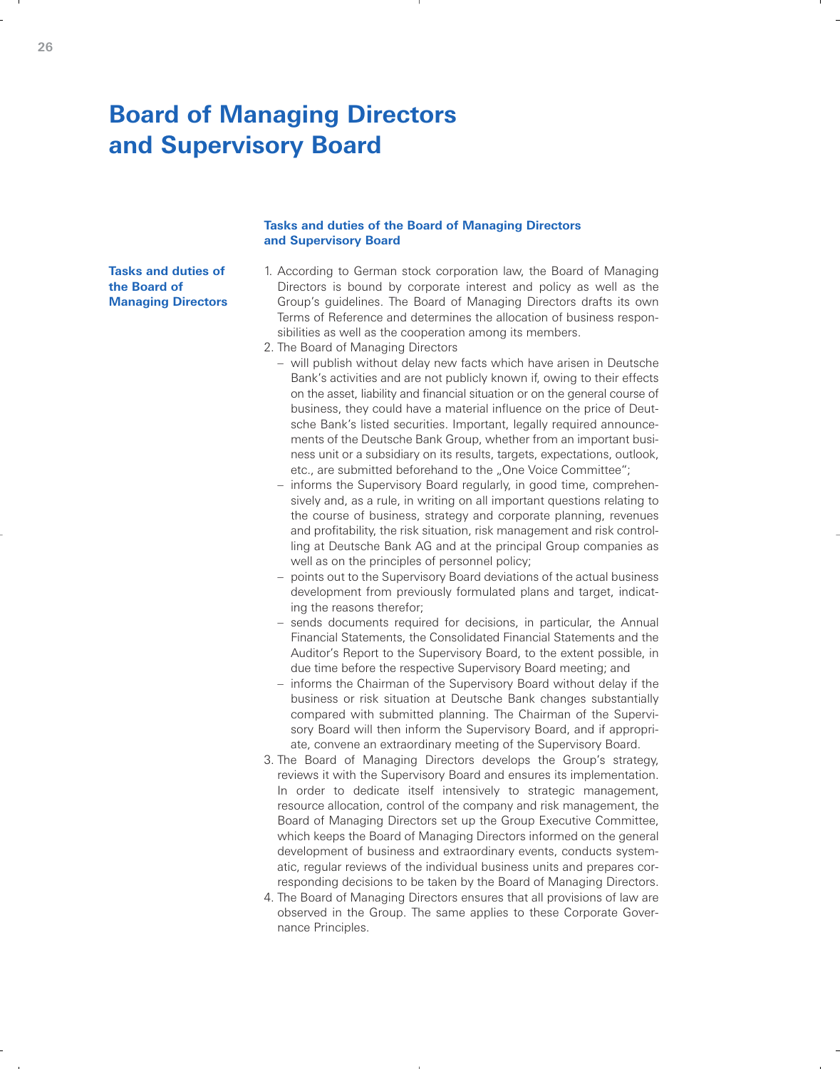# Board of Managing Directors and Supervisory Board

## Tasks and duties of the Board of Managing Directors and Supervisory Board

### Tasks and duties of the Board of Managing Directors

1. According to German stock corporation law, the Board of Managing Directors is bound by corporate interest and policy as well as the Group's guidelines. The Board of Managing Directors drafts its own Terms of Reference and determines the allocation of business responsibilities as well as the cooperation among its members.
2. The Board of Managing Directors
   - will publish without delay new facts which have arisen in Deutsche Bank's activities and are not publicly known if, owing to their effects on the asset, liability and financial situation or on the general course of business, they could have a material influence on the price of Deutsche Bank's listed securities. Important, legally required announcements of the Deutsche Bank Group, whether from an important business unit or a subsidiary on its results, targets, expectations, outlook, etc., are submitted beforehand to the „One Voice Committee";
   - informs the Supervisory Board regularly, in good time, comprehensively and, as a rule, in writing on all important questions relating to the course of business, strategy and corporate planning, revenues and profitability, the risk situation, risk management and risk controlling at Deutsche Bank AG and at the principal Group companies as well as on the principles of personnel policy;
   - points out to the Supervisory Board deviations of the actual business development from previously formulated plans and target, indicating the reasons therefor;
   - sends documents required for decisions, in particular, the Annual Financial Statements, the Consolidated Financial Statements and the Auditor's Report to the Supervisory Board, to the extent possible, in due time before the respective Supervisory Board meeting; and
   - informs the Chairman of the Supervisory Board without delay if the business or risk situation at Deutsche Bank changes substantially compared with submitted planning. The Chairman of the Supervisory Board will then inform the Supervisory Board, and if appropriate, convene an extraordinary meeting of the Supervisory Board.
3. The Board of Managing Directors develops the Group's strategy, reviews it with the Supervisory Board and ensures its implementation. In order to dedicate itself intensively to strategic management, resource allocation, control of the company and risk management, the Board of Managing Directors set up the Group Executive Committee, which keeps the Board of Managing Directors informed on the general development of business and extraordinary events, conducts systematic, regular reviews of the individual business units and prepares corresponding decisions to be taken by the Board of Managing Directors.
4. The Board of Managing Directors ensures that all provisions of law are observed in the Group. The same applies to these Corporate Governance Principles.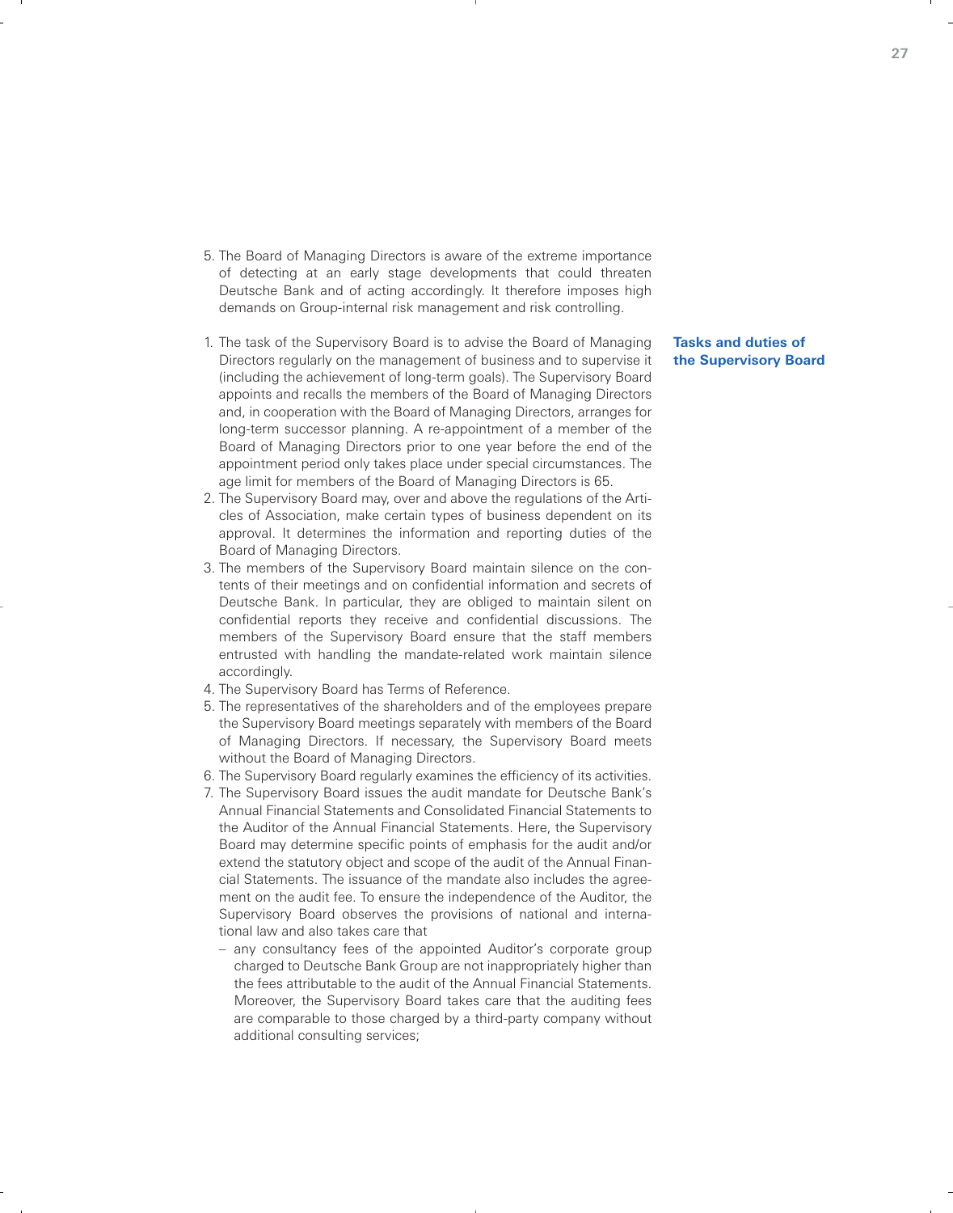5. The Board of Managing Directors is aware of the extreme importance of detecting at an early stage developments that could threaten Deutsche Bank and of acting accordingly. It therefore imposes high demands on Group-internal risk management and risk controlling.

## Tasks and duties of the Supervisory Board

1. The task of the Supervisory Board is to advise the Board of Managing Directors regularly on the management of business and to supervise it (including the achievement of long-term goals). The Supervisory Board appoints and recalls the members of the Board of Managing Directors and, in cooperation with the Board of Managing Directors, arranges for long-term successor planning. A re-appointment of a member of the Board of Managing Directors prior to one year before the end of the appointment period only takes place under special circumstances. The age limit for members of the Board of Managing Directors is 65.
2. The Supervisory Board may, over and above the regulations of the Articles of Association, make certain types of business dependent on its approval. It determines the information and reporting duties of the Board of Managing Directors.
3. The members of the Supervisory Board maintain silence on the contents of their meetings and on confidential information and secrets of Deutsche Bank. In particular, they are obliged to maintain silent on confidential reports they receive and confidential discussions. The members of the Supervisory Board ensure that the staff members entrusted with handling the mandate-related work maintain silence accordingly.
4. The Supervisory Board has Terms of Reference.
5. The representatives of the shareholders and of the employees prepare the Supervisory Board meetings separately with members of the Board of Managing Directors. If necessary, the Supervisory Board meets without the Board of Managing Directors.
6. The Supervisory Board regularly examines the efficiency of its activities.
7. The Supervisory Board issues the audit mandate for Deutsche Bank's Annual Financial Statements and Consolidated Financial Statements to the Auditor of the Annual Financial Statements. Here, the Supervisory Board may determine specific points of emphasis for the audit and/or extend the statutory object and scope of the audit of the Annual Financial Statements. The issuance of the mandate also includes the agreement on the audit fee. To ensure the independence of the Auditor, the Supervisory Board observes the provisions of national and international law and also takes care that
   - any consultancy fees of the appointed Auditor's corporate group charged to Deutsche Bank Group are not inappropriately higher than the fees attributable to the audit of the Annual Financial Statements. Moreover, the Supervisory Board takes care that the auditing fees are comparable to those charged by a third-party company without additional consulting services;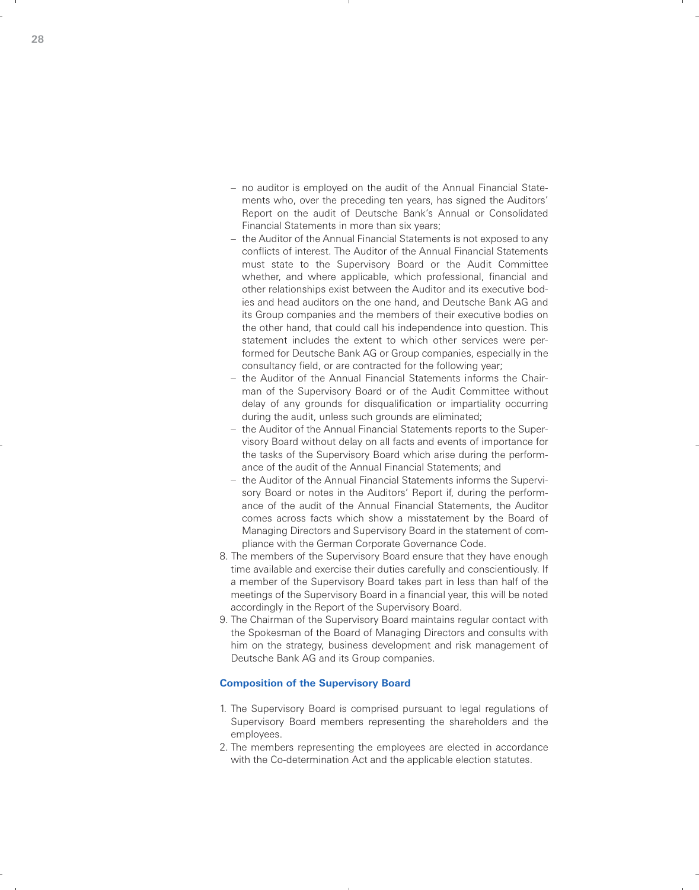- no auditor is employed on the audit of the Annual Financial Statements who, over the preceding ten years, has signed the Auditors' Report on the audit of Deutsche Bank's Annual or Consolidated Financial Statements in more than six years;
- the Auditor of the Annual Financial Statements is not exposed to any conflicts of interest. The Auditor of the Annual Financial Statements must state to the Supervisory Board or the Audit Committee whether, and where applicable, which professional, financial and other relationships exist between the Auditor and its executive bodies and head auditors on the one hand, and Deutsche Bank AG and its Group companies and the members of their executive bodies on the other hand, that could call his independence into question. This statement includes the extent to which other services were performed for Deutsche Bank AG or Group companies, especially in the consultancy field, or are contracted for the following year;
- the Auditor of the Annual Financial Statements informs the Chairman of the Supervisory Board or of the Audit Committee without delay of any grounds for disqualification or impartiality occurring during the audit, unless such grounds are eliminated;
- the Auditor of the Annual Financial Statements reports to the Supervisory Board without delay on all facts and events of importance for the tasks of the Supervisory Board which arise during the performance of the audit of the Annual Financial Statements; and
- the Auditor of the Annual Financial Statements informs the Supervisory Board or notes in the Auditors' Report if, during the performance of the audit of the Annual Financial Statements, the Auditor comes across facts which show a misstatement by the Board of Managing Directors and Supervisory Board in the statement of compliance with the German Corporate Governance Code.

8. The members of the Supervisory Board ensure that they have enough time available and exercise their duties carefully and conscientiously. If a member of the Supervisory Board takes part in less than half of the meetings of the Supervisory Board in a financial year, this will be noted accordingly in the Report of the Supervisory Board.
9. The Chairman of the Supervisory Board maintains regular contact with the Spokesman of the Board of Managing Directors and consults with him on the strategy, business development and risk management of Deutsche Bank AG and its Group companies.

### Composition of the Supervisory Board

1. The Supervisory Board is comprised pursuant to legal regulations of Supervisory Board members representing the shareholders and the employees.
2. The members representing the employees are elected in accordance with the Co-determination Act and the applicable election statutes.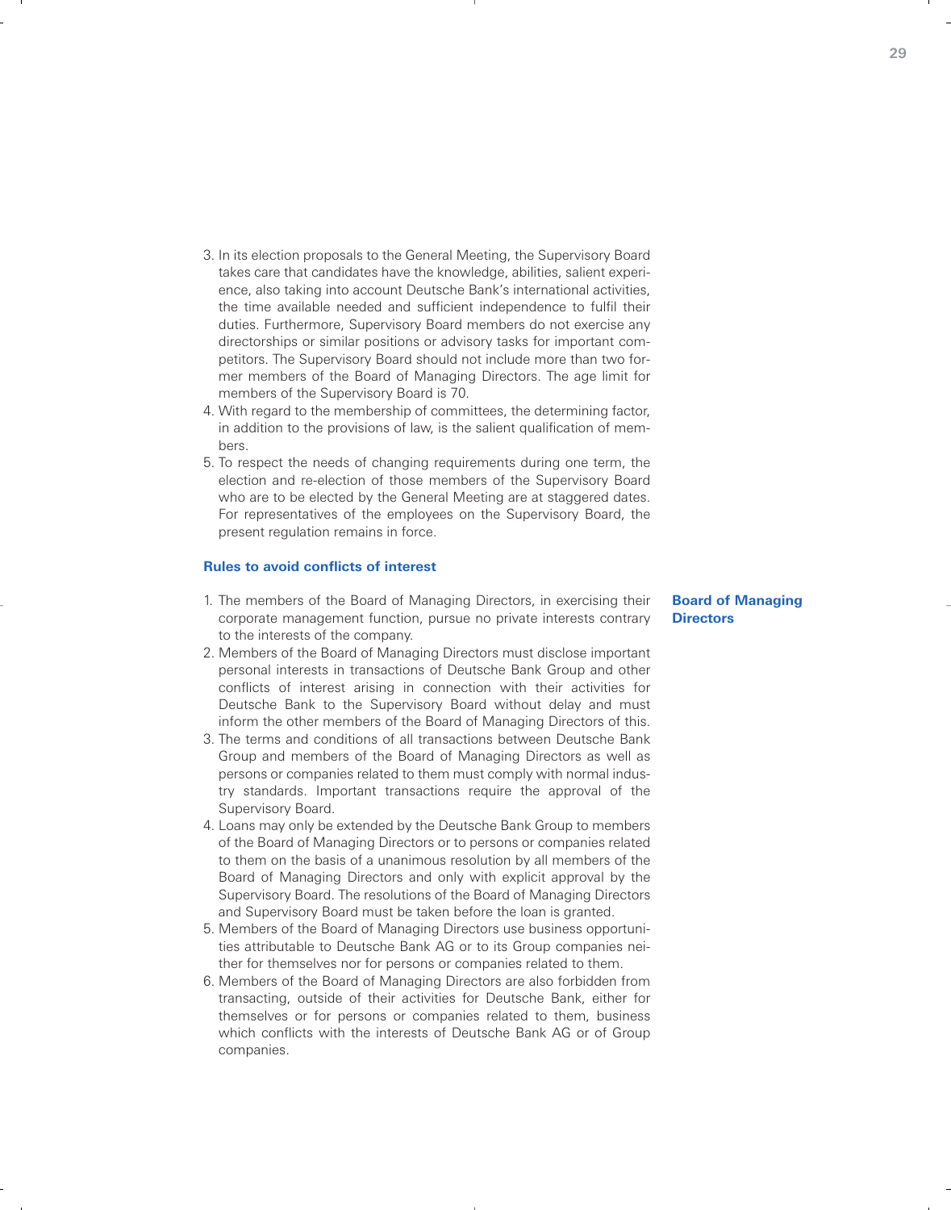3. In its election proposals to the General Meeting, the Supervisory Board takes care that candidates have the knowledge, abilities, salient experience, also taking into account Deutsche Bank's international activities, the time available needed and sufficient independence to fulfil their duties. Furthermore, Supervisory Board members do not exercise any directorships or similar positions or advisory tasks for important competitors. The Supervisory Board should not include more than two former members of the Board of Managing Directors. The age limit for members of the Supervisory Board is 70.
4. With regard to the membership of committees, the determining factor, in addition to the provisions of law, is the salient qualification of members.
5. To respect the needs of changing requirements during one term, the election and re-election of those members of the Supervisory Board who are to be elected by the General Meeting are at staggered dates. For representatives of the employees on the Supervisory Board, the present regulation remains in force.

### Rules to avoid conflicts of interest

#### Board of Managing Directors

1. The members of the Board of Managing Directors, in exercising their corporate management function, pursue no private interests contrary to the interests of the company.
2. Members of the Board of Managing Directors must disclose important personal interests in transactions of Deutsche Bank Group and other conflicts of interest arising in connection with their activities for Deutsche Bank to the Supervisory Board without delay and must inform the other members of the Board of Managing Directors of this.
3. The terms and conditions of all transactions between Deutsche Bank Group and members of the Board of Managing Directors as well as persons or companies related to them must comply with normal industry standards. Important transactions require the approval of the Supervisory Board.
4. Loans may only be extended by the Deutsche Bank Group to members of the Board of Managing Directors or to persons or companies related to them on the basis of a unanimous resolution by all members of the Board of Managing Directors and only with explicit approval by the Supervisory Board. The resolutions of the Board of Managing Directors and Supervisory Board must be taken before the loan is granted.
5. Members of the Board of Managing Directors use business opportunities attributable to Deutsche Bank AG or to its Group companies neither for themselves nor for persons or companies related to them.
6. Members of the Board of Managing Directors are also forbidden from transacting, outside of their activities for Deutsche Bank, either for themselves or for persons or companies related to them, business which conflicts with the interests of Deutsche Bank AG or of Group companies.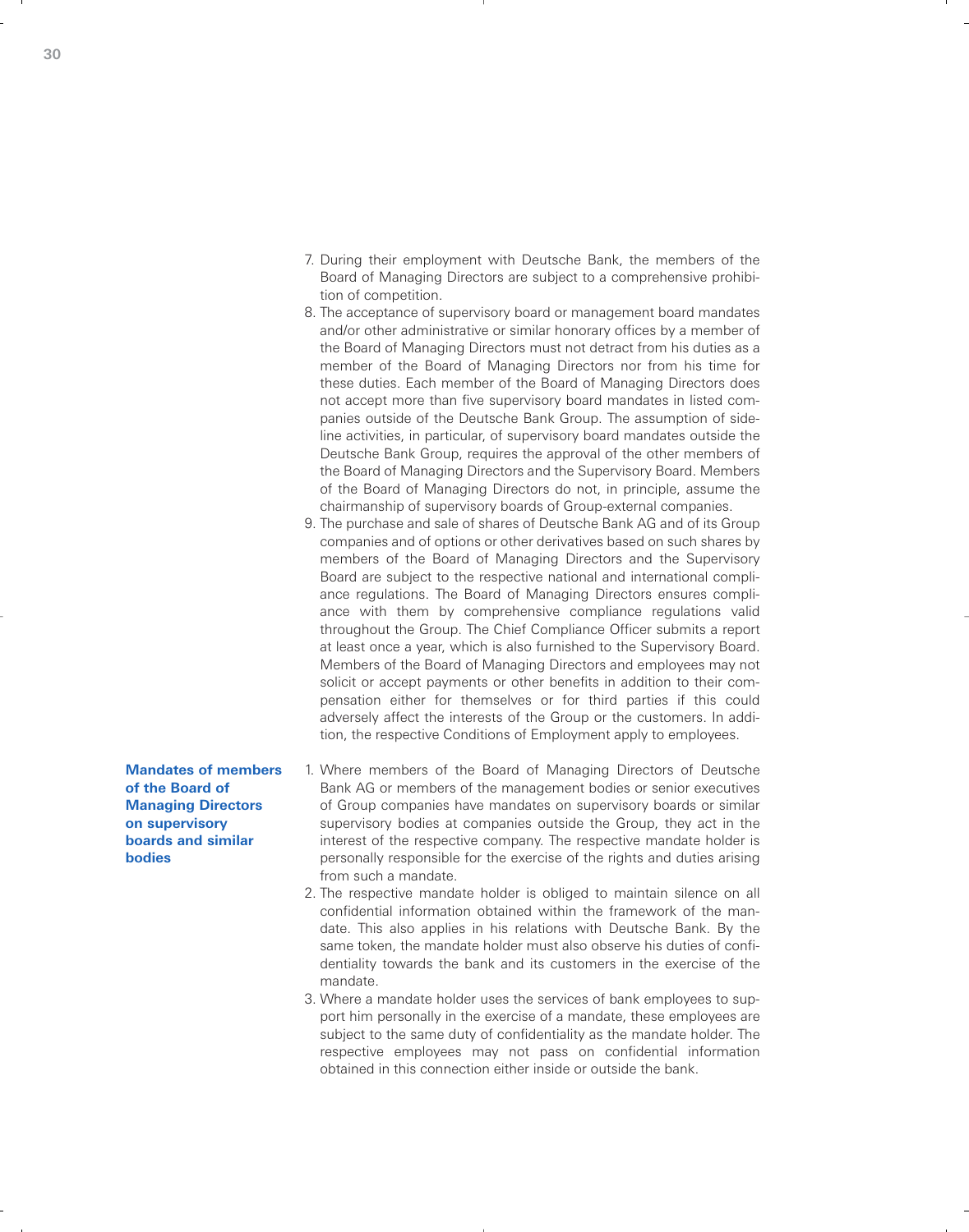7. During their employment with Deutsche Bank, the members of the Board of Managing Directors are subject to a comprehensive prohibition of competition.
8. The acceptance of supervisory board or management board mandates and/or other administrative or similar honorary offices by a member of the Board of Managing Directors must not detract from his duties as a member of the Board of Managing Directors nor from his time for these duties. Each member of the Board of Managing Directors does not accept more than five supervisory board mandates in listed companies outside of the Deutsche Bank Group. The assumption of sideline activities, in particular, of supervisory board mandates outside the Deutsche Bank Group, requires the approval of the other members of the Board of Managing Directors and the Supervisory Board. Members of the Board of Managing Directors do not, in principle, assume the chairmanship of supervisory boards of Group-external companies.
9. The purchase and sale of shares of Deutsche Bank AG and of its Group companies and of options or other derivatives based on such shares by members of the Board of Managing Directors and the Supervisory Board are subject to the respective national and international compliance regulations. The Board of Managing Directors ensures compliance with them by comprehensive compliance regulations valid throughout the Group. The Chief Compliance Officer submits a report at least once a year, which is also furnished to the Supervisory Board. Members of the Board of Managing Directors and employees may not solicit or accept payments or other benefits in addition to their compensation either for themselves or for third parties if this could adversely affect the interests of the Group or the customers. In addition, the respective Conditions of Employment apply to employees.

## Mandates of members of the Board of Managing Directors on supervisory boards and similar bodies

1. Where members of the Board of Managing Directors of Deutsche Bank AG or members of the management bodies or senior executives of Group companies have mandates on supervisory boards or similar supervisory bodies at companies outside the Group, they act in the interest of the respective company. The respective mandate holder is personally responsible for the exercise of the rights and duties arising from such a mandate.
2. The respective mandate holder is obliged to maintain silence on all confidential information obtained within the framework of the mandate. This also applies in his relations with Deutsche Bank. By the same token, the mandate holder must also observe his duties of confidentiality towards the bank and its customers in the exercise of the mandate.
3. Where a mandate holder uses the services of bank employees to support him personally in the exercise of a mandate, these employees are subject to the same duty of confidentiality as the mandate holder. The respective employees may not pass on confidential information obtained in this connection either inside or outside the bank.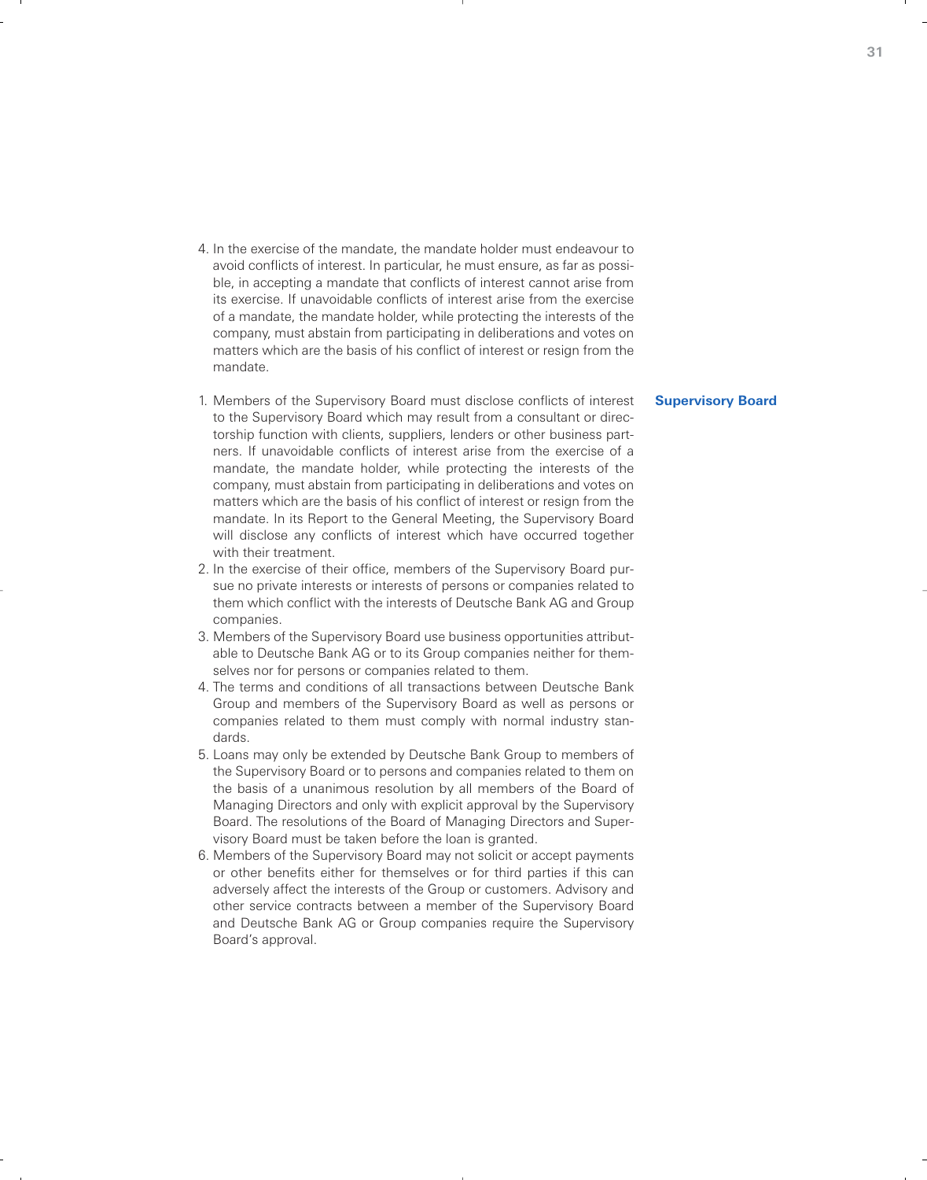4. In the exercise of the mandate, the mandate holder must endeavour to avoid conflicts of interest. In particular, he must ensure, as far as possible, in accepting a mandate that conflicts of interest cannot arise from its exercise. If unavoidable conflicts of interest arise from the exercise of a mandate, the mandate holder, while protecting the interests of the company, must abstain from participating in deliberations and votes on matters which are the basis of his conflict of interest or resign from the mandate.

## Supervisory Board

1. Members of the Supervisory Board must disclose conflicts of interest to the Supervisory Board which may result from a consultant or directorship function with clients, suppliers, lenders or other business partners. If unavoidable conflicts of interest arise from the exercise of a mandate, the mandate holder, while protecting the interests of the company, must abstain from participating in deliberations and votes on matters which are the basis of his conflict of interest or resign from the mandate. In its Report to the General Meeting, the Supervisory Board will disclose any conflicts of interest which have occurred together with their treatment.
2. In the exercise of their office, members of the Supervisory Board pursue no private interests or interests of persons or companies related to them which conflict with the interests of Deutsche Bank AG and Group companies.
3. Members of the Supervisory Board use business opportunities attributable to Deutsche Bank AG or to its Group companies neither for themselves nor for persons or companies related to them.
4. The terms and conditions of all transactions between Deutsche Bank Group and members of the Supervisory Board as well as persons or companies related to them must comply with normal industry standards.
5. Loans may only be extended by Deutsche Bank Group to members of the Supervisory Board or to persons and companies related to them on the basis of a unanimous resolution by all members of the Board of Managing Directors and only with explicit approval by the Supervisory Board. The resolutions of the Board of Managing Directors and Supervisory Board must be taken before the loan is granted.
6. Members of the Supervisory Board may not solicit or accept payments or other benefits either for themselves or for third parties if this can adversely affect the interests of the Group or customers. Advisory and other service contracts between a member of the Supervisory Board and Deutsche Bank AG or Group companies require the Supervisory Board's approval.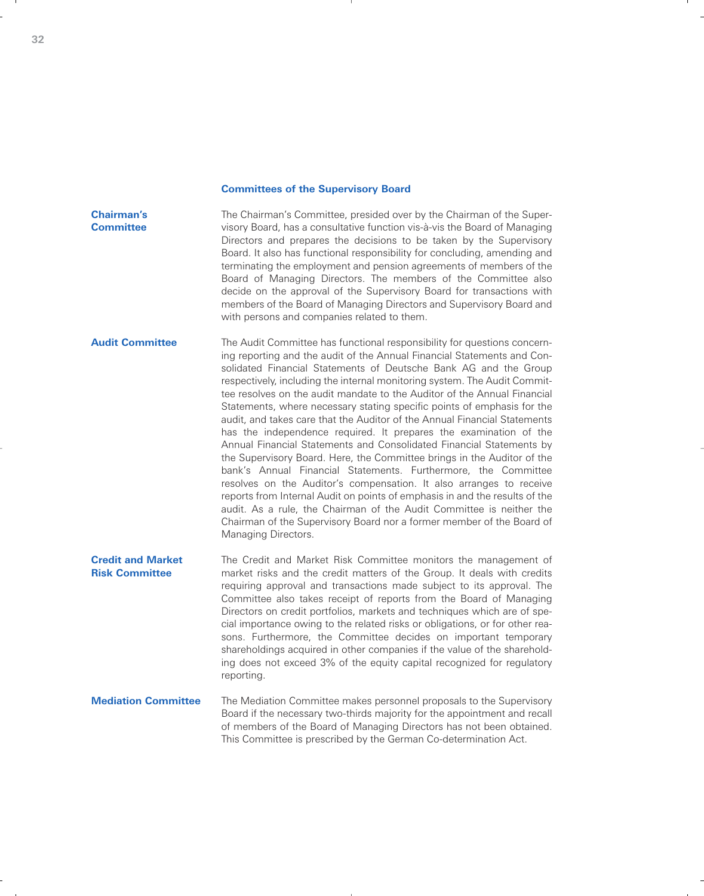## Committees of the Supervisory Board

**Chairman's Committee**

The Chairman's Committee, presided over by the Chairman of the Supervisory Board, has a consultative function vis-à-vis the Board of Managing Directors and prepares the decisions to be taken by the Supervisory Board. It also has functional responsibility for concluding, amending and terminating the employment and pension agreements of members of the Board of Managing Directors. The members of the Committee also decide on the approval of the Supervisory Board for transactions with members of the Board of Managing Directors and Supervisory Board and with persons and companies related to them.

**Audit Committee**

The Audit Committee has functional responsibility for questions concerning reporting and the audit of the Annual Financial Statements and Consolidated Financial Statements of Deutsche Bank AG and the Group respectively, including the internal monitoring system. The Audit Committee resolves on the audit mandate to the Auditor of the Annual Financial Statements, where necessary stating specific points of emphasis for the audit, and takes care that the Auditor of the Annual Financial Statements has the independence required. It prepares the examination of the Annual Financial Statements and Consolidated Financial Statements by the Supervisory Board. Here, the Committee brings in the Auditor of the bank's Annual Financial Statements. Furthermore, the Committee resolves on the Auditor's compensation. It also arranges to receive reports from Internal Audit on points of emphasis in and the results of the audit. As a rule, the Chairman of the Audit Committee is neither the Chairman of the Supervisory Board nor a former member of the Board of Managing Directors.

**Credit and Market Risk Committee**

The Credit and Market Risk Committee monitors the management of market risks and the credit matters of the Group. It deals with credits requiring approval and transactions made subject to its approval. The Committee also takes receipt of reports from the Board of Managing Directors on credit portfolios, markets and techniques which are of special importance owing to the related risks or obligations, or for other reasons. Furthermore, the Committee decides on important temporary shareholdings acquired in other companies if the value of the shareholding does not exceed 3% of the equity capital recognized for regulatory reporting.

**Mediation Committee**

The Mediation Committee makes personnel proposals to the Supervisory Board if the necessary two-thirds majority for the appointment and recall of members of the Board of Managing Directors has not been obtained. This Committee is prescribed by the German Co-determination Act.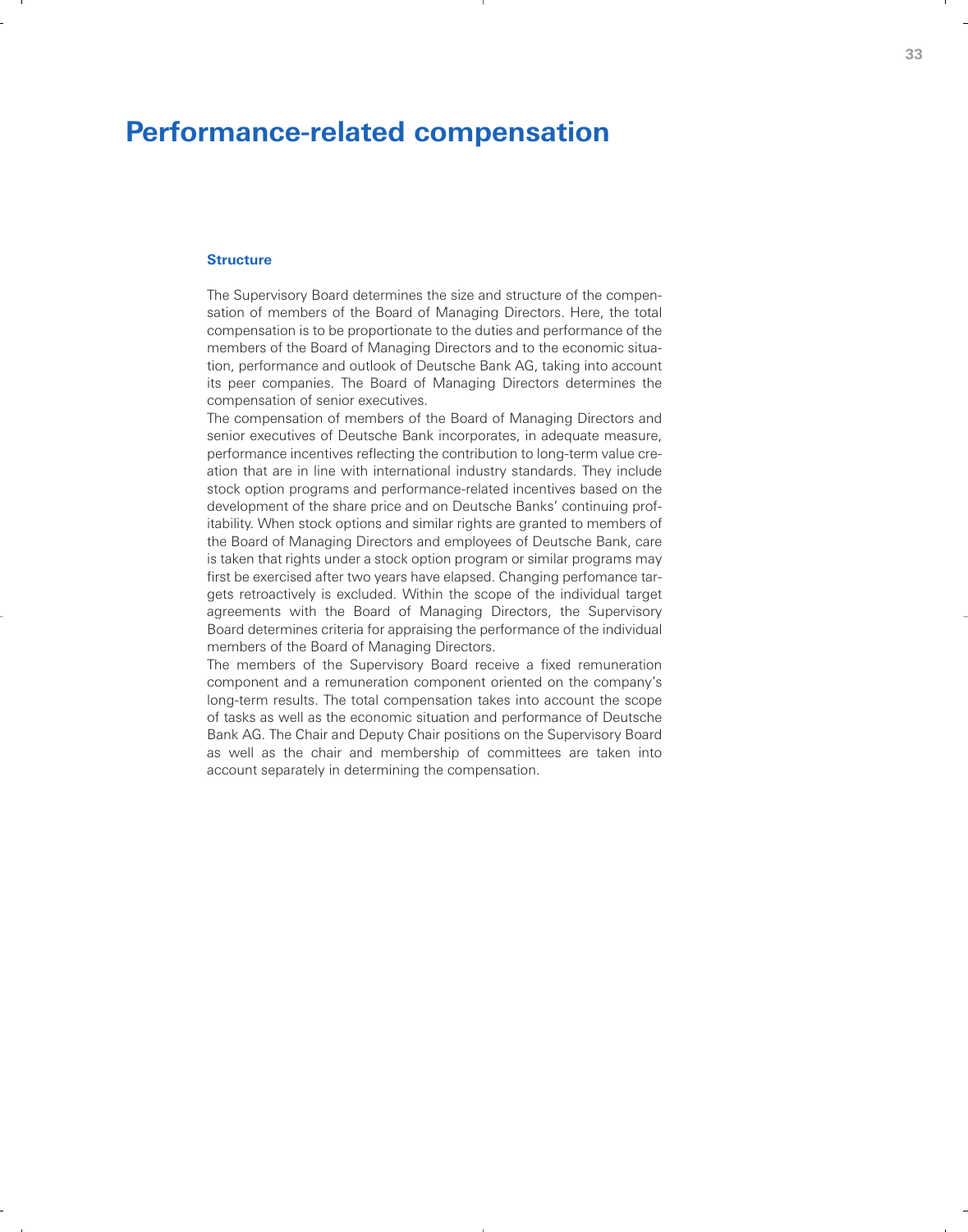# Performance-related compensation

### Structure

The Supervisory Board determines the size and structure of the compensation of members of the Board of Managing Directors. Here, the total compensation is to be proportionate to the duties and performance of the members of the Board of Managing Directors and to the economic situation, performance and outlook of Deutsche Bank AG, taking into account its peer companies. The Board of Managing Directors determines the compensation of senior executives.

The compensation of members of the Board of Managing Directors and senior executives of Deutsche Bank incorporates, in adequate measure, performance incentives reflecting the contribution to long-term value creation that are in line with international industry standards. They include stock option programs and performance-related incentives based on the development of the share price and on Deutsche Banks' continuing profitability. When stock options and similar rights are granted to members of the Board of Managing Directors and employees of Deutsche Bank, care is taken that rights under a stock option program or similar programs may first be exercised after two years have elapsed. Changing perfomance targets retroactively is excluded. Within the scope of the individual target agreements with the Board of Managing Directors, the Supervisory Board determines criteria for appraising the performance of the individual members of the Board of Managing Directors.

The members of the Supervisory Board receive a fixed remuneration component and a remuneration component oriented on the company's long-term results. The total compensation takes into account the scope of tasks as well as the economic situation and performance of Deutsche Bank AG. The Chair and Deputy Chair positions on the Supervisory Board as well as the chair and membership of committees are taken into account separately in determining the compensation.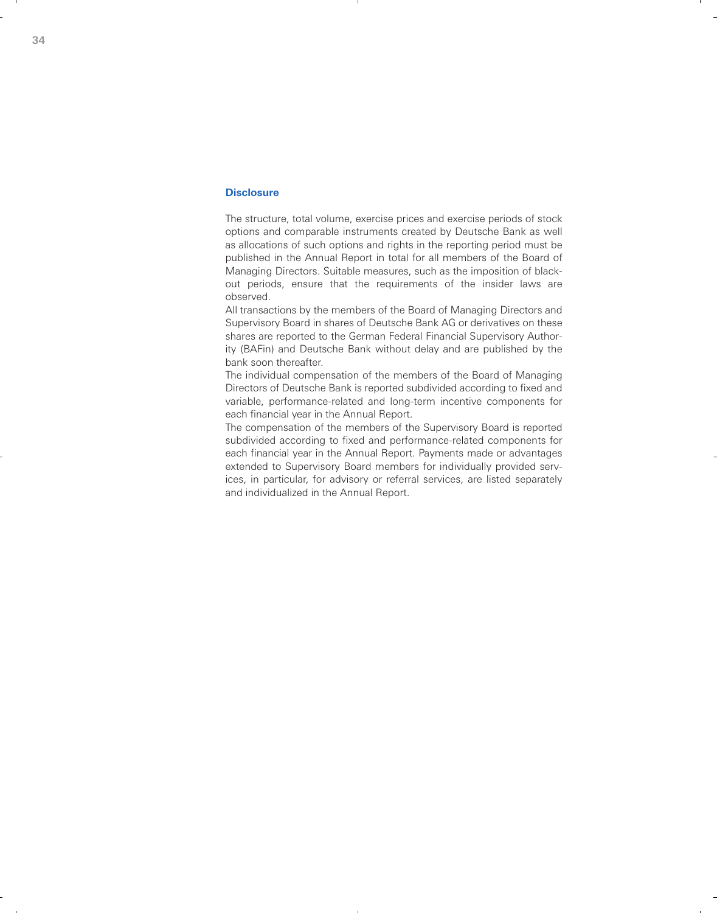## Disclosure

The structure, total volume, exercise prices and exercise periods of stock options and comparable instruments created by Deutsche Bank as well as allocations of such options and rights in the reporting period must be published in the Annual Report in total for all members of the Board of Managing Directors. Suitable measures, such as the imposition of black-out periods, ensure that the requirements of the insider laws are observed.

All transactions by the members of the Board of Managing Directors and Supervisory Board in shares of Deutsche Bank AG or derivatives on these shares are reported to the German Federal Financial Supervisory Authority (BAFin) and Deutsche Bank without delay and are published by the bank soon thereafter.

The individual compensation of the members of the Board of Managing Directors of Deutsche Bank is reported subdivided according to fixed and variable, performance-related and long-term incentive components for each financial year in the Annual Report.

The compensation of the members of the Supervisory Board is reported subdivided according to fixed and performance-related components for each financial year in the Annual Report. Payments made or advantages extended to Supervisory Board members for individually provided services, in particular, for advisory or referral services, are listed separately and individualized in the Annual Report.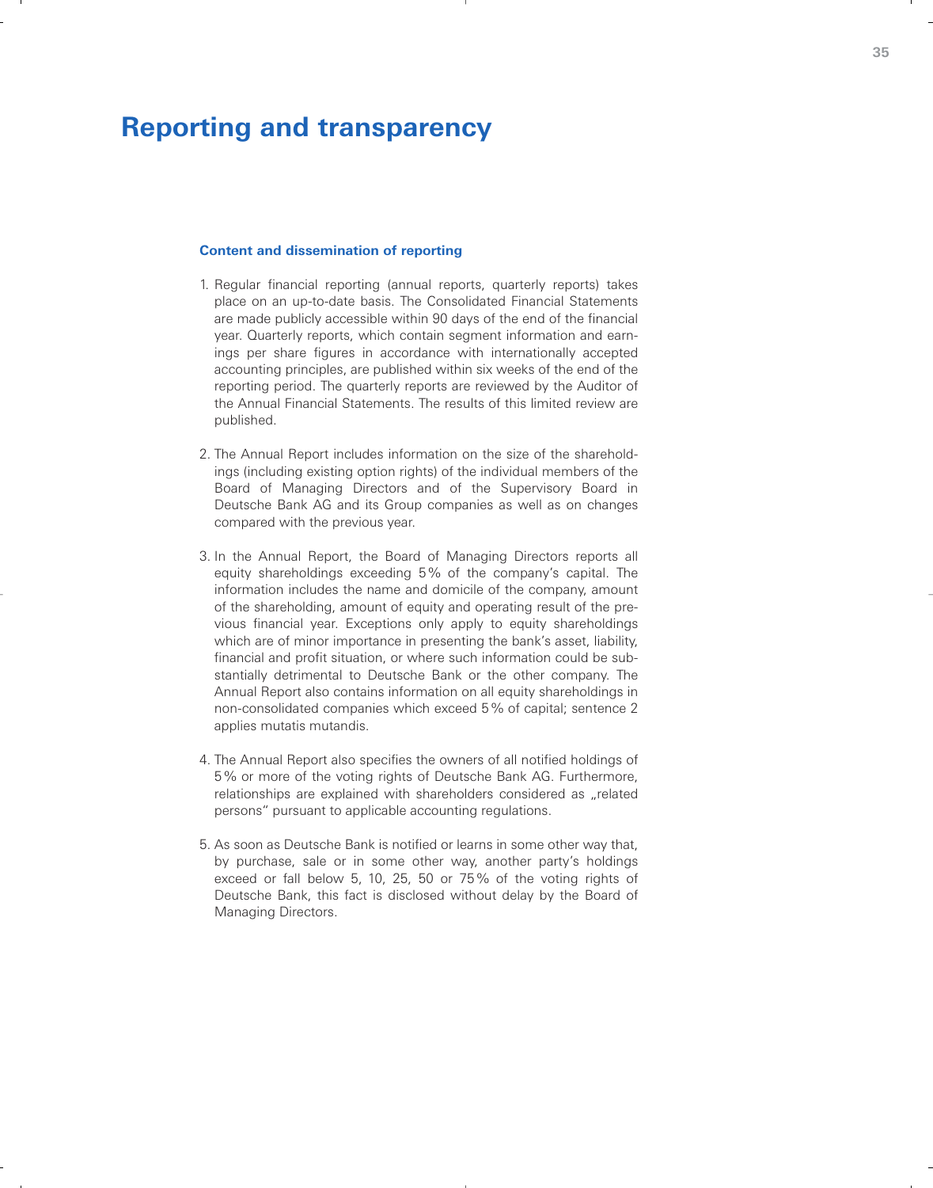# Reporting and transparency

### Content and dissemination of reporting

1. Regular financial reporting (annual reports, quarterly reports) takes place on an up-to-date basis. The Consolidated Financial Statements are made publicly accessible within 90 days of the end of the financial year. Quarterly reports, which contain segment information and earnings per share figures in accordance with internationally accepted accounting principles, are published within six weeks of the end of the reporting period. The quarterly reports are reviewed by the Auditor of the Annual Financial Statements. The results of this limited review are published.

2. The Annual Report includes information on the size of the shareholdings (including existing option rights) of the individual members of the Board of Managing Directors and of the Supervisory Board in Deutsche Bank AG and its Group companies as well as on changes compared with the previous year.

3. In the Annual Report, the Board of Managing Directors reports all equity shareholdings exceeding 5% of the company's capital. The information includes the name and domicile of the company, amount of the shareholding, amount of equity and operating result of the previous financial year. Exceptions only apply to equity shareholdings which are of minor importance in presenting the bank's asset, liability, financial and profit situation, or where such information could be substantially detrimental to Deutsche Bank or the other company. The Annual Report also contains information on all equity shareholdings in non-consolidated companies which exceed 5% of capital; sentence 2 applies mutatis mutandis.

4. The Annual Report also specifies the owners of all notified holdings of 5% or more of the voting rights of Deutsche Bank AG. Furthermore, relationships are explained with shareholders considered as „related persons" pursuant to applicable accounting regulations.

5. As soon as Deutsche Bank is notified or learns in some other way that, by purchase, sale or in some other way, another party's holdings exceed or fall below 5, 10, 25, 50 or 75% of the voting rights of Deutsche Bank, this fact is disclosed without delay by the Board of Managing Directors.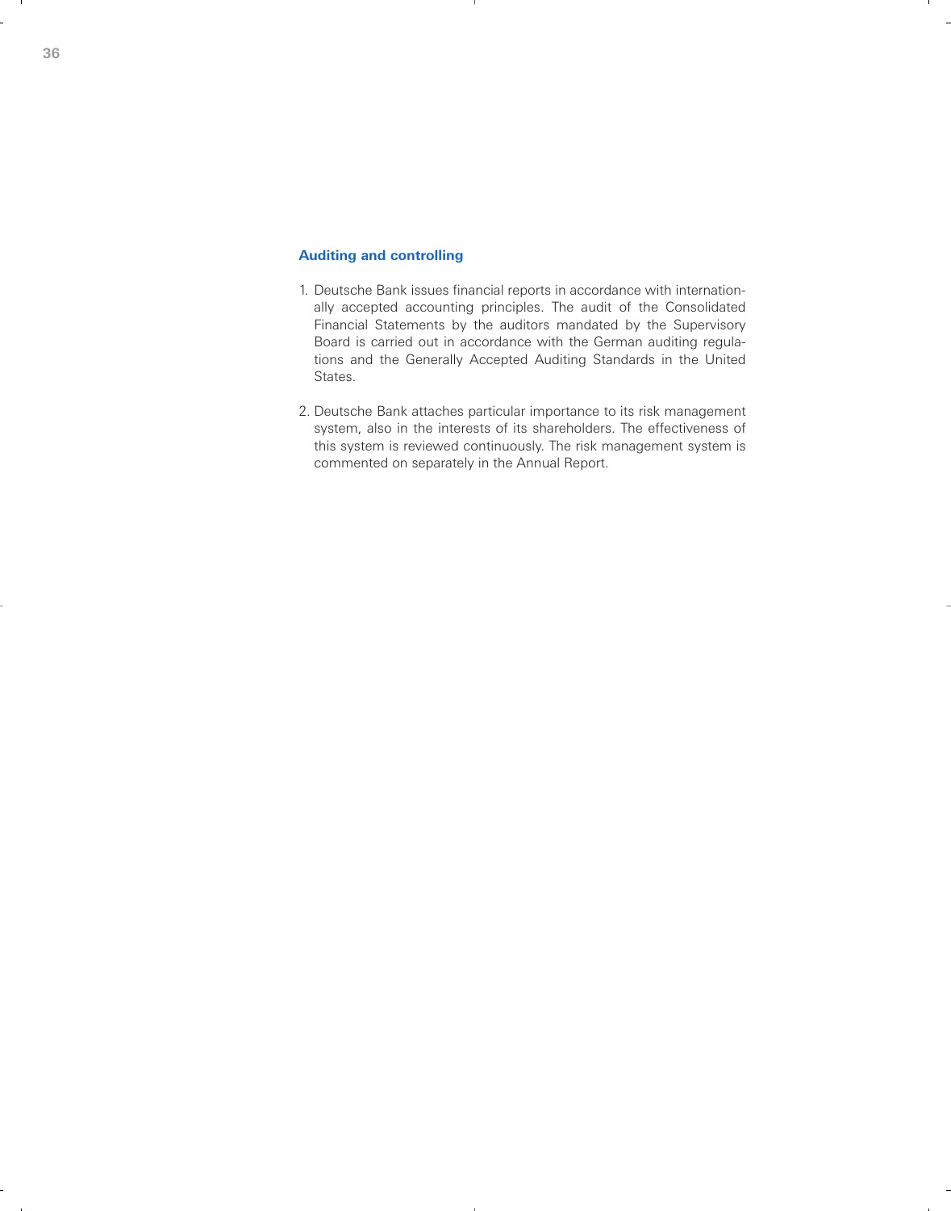### Auditing and controlling

1. Deutsche Bank issues financial reports in accordance with internationally accepted accounting principles. The audit of the Consolidated Financial Statements by the auditors mandated by the Supervisory Board is carried out in accordance with the German auditing regulations and the Generally Accepted Auditing Standards in the United States.

2. Deutsche Bank attaches particular importance to its risk management system, also in the interests of its shareholders. The effectiveness of this system is reviewed continuously. The risk management system is commented on separately in the Annual Report.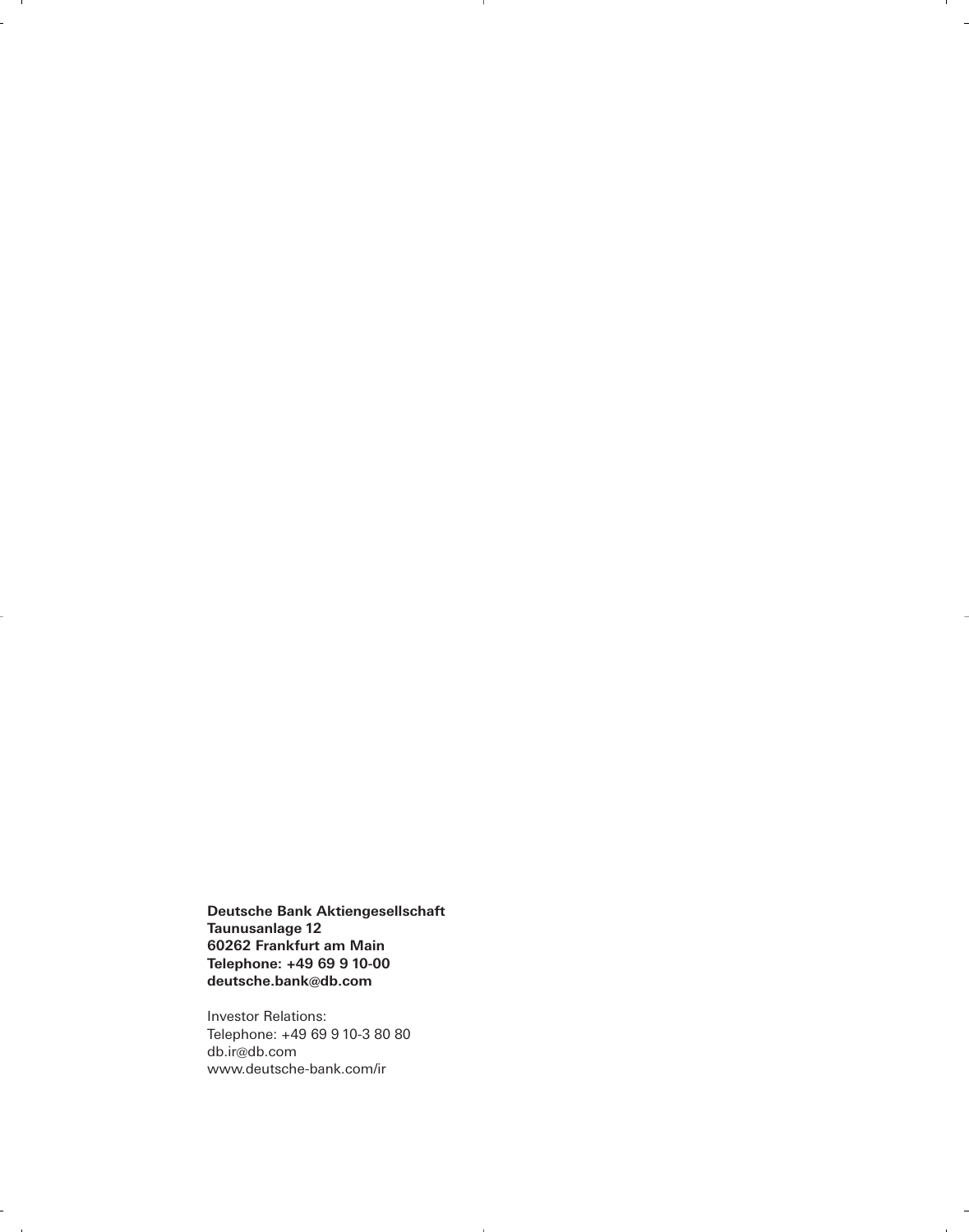**Deutsche Bank Aktiengesellschaft**
**Taunusanlage 12**
**60262 Frankfurt am Main**
**Telephone: +49 69 9 10-00**
**deutsche.bank@db.com**

Investor Relations:
Telephone: +49 69 9 10-3 80 80
db.ir@db.com
www.deutsche-bank.com/ir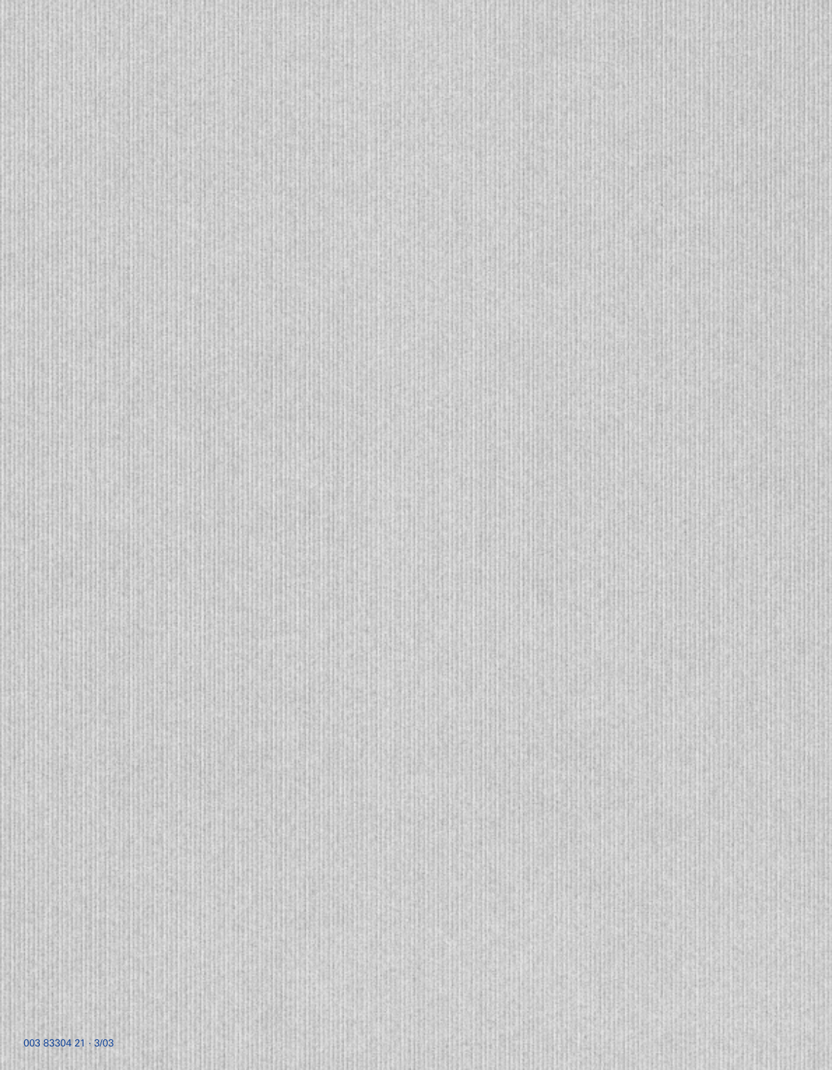003 83304 21 · 3/03